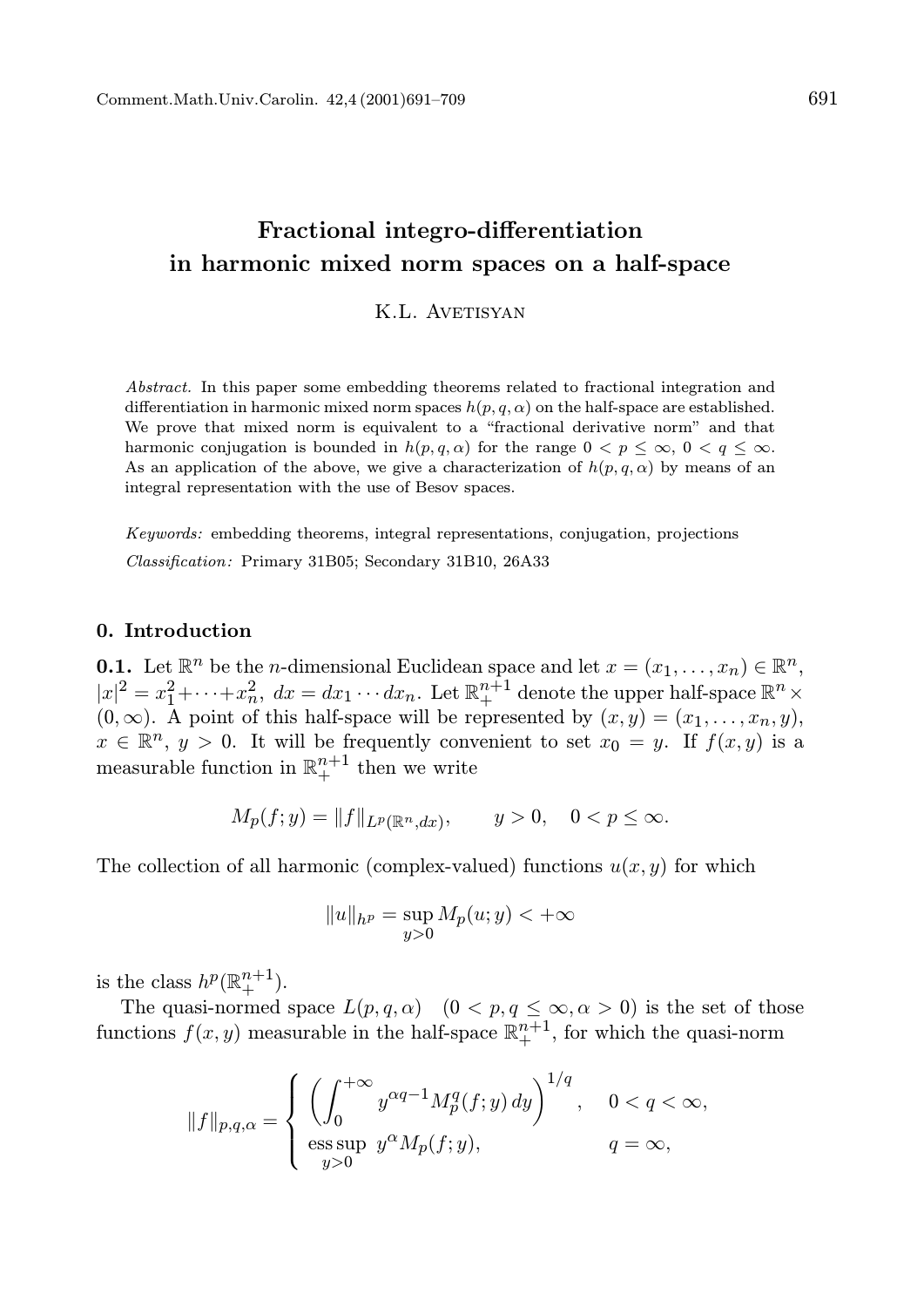# Fractional integro-differentiation in harmonic mixed norm spaces on a half-space

K.L. Avetisyan

*Abstract.* In this paper some embedding theorems related to fractional integration and differentiation in harmonic mixed norm spaces $h(p,q,\alpha)$ on the half-space are established. We prove that mixed norm is equivalent to a "fractional derivative norm" and that harmonic conjugation is bounded in $h(p,q,\alpha)$ for the range $0 < p \le \infty$, $0 < q \le \infty$. As an application of the above, we give a characterization of $h(p,q,\alpha)$ by means of an integral representation with the use of Besov spaces.

*Keywords:* embedding theorems, integral representations, conjugation, projections

*Classification:* Primary 31B05; Secondary 31B10, 26A33

## 0. Introduction

**0.1.** Let $\mathbb{R}^n$ be the $n$-dimensional Euclidean space and let $x = (x_1, \dots, x_n) \in \mathbb{R}^n$, $|x|^2 = x_1^2 + \dots + x_n^2$, $dx = dx_1 \cdots dx_n$. Let $\mathbb{R}^{n+1}_+$ denote the upper half-space $\mathbb{R}^n \times (0, \infty)$. A point of this half-space will be represented by $(x, y) = (x_1, \dots, x_n, y)$, $x \in \mathbb{R}^n$, $y > 0$. It will be frequently convenient to set $x_0 = y$. If $f(x, y)$ is a measurable function in $\mathbb{R}^{n+1}_+$ then we write

$$M_p(f; y) = \|f\|_{L^p(\mathbb{R}^n, dx)}, \qquad y > 0, \quad 0 < p \le \infty.$$

The collection of all harmonic (complex-valued) functions $u(x, y)$ for which

$$\|u\|_{h^p} = \sup_{y>0} M_p(u; y) < +\infty$$

is the class $h^p(\mathbb{R}^{n+1}_+)$.

The quasi-normed space $L(p, q, \alpha)$ $\quad (0 < p, q \le \infty, \alpha > 0)$ is the set of those functions $f(x, y)$ measurable in the half-space $\mathbb{R}^{n+1}_+$, for which the quasi-norm

$$\|f\|_{p,q,\alpha} = \begin{cases} \left( \displaystyle\int_0^{+\infty} y^{\alpha q - 1} M_p^q(f; y)\, dy \right)^{1/q}, & 0 < q < \infty, \\ \operatorname*{ess\,sup}_{y>0} \; y^{\alpha} M_p(f; y), & q = \infty, \end{cases}$$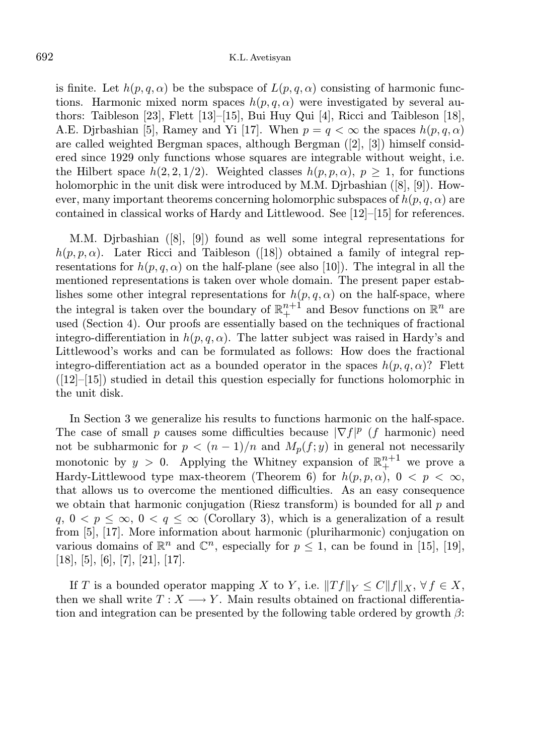is finite. Let $h(p,q,\alpha)$ be the subspace of $L(p,q,\alpha)$ consisting of harmonic functions. Harmonic mixed norm spaces $h(p,q,\alpha)$ were investigated by several authors: Taibleson [23], Flett [13]–[15], Bui Huy Qui [4], Ricci and Taibleson [18], A.E. Djrbashian [5], Ramey and Yi [17]. When $p=q<\infty$ the spaces $h(p,q,\alpha)$ are called weighted Bergman spaces, although Bergman ([2], [3]) himself considered since 1929 only functions whose squares are integrable without weight, i.e. the Hilbert space $h(2,2,1/2)$. Weighted classes $h(p,p,\alpha)$, $p\geq 1$, for functions holomorphic in the unit disk were introduced by M.M. Djrbashian ([8], [9]). However, many important theorems concerning holomorphic subspaces of $h(p,q,\alpha)$ are contained in classical works of Hardy and Littlewood. See [12]–[15] for references.

M.M. Djrbashian ([8], [9]) found as well some integral representations for $h(p,p,\alpha)$. Later Ricci and Taibleson ([18]) obtained a family of integral representations for $h(p,q,\alpha)$ on the half-plane (see also [10]). The integral in all the mentioned representations is taken over whole domain. The present paper establishes some other integral representations for $h(p,q,\alpha)$ on the half-space, where the integral is taken over the boundary of $\mathbb{R}^{n+1}_+$ and Besov functions on $\mathbb{R}^n$ are used (Section 4). Our proofs are essentially based on the techniques of fractional integro-differentiation in $h(p,q,\alpha)$. The latter subject was raised in Hardy's and Littlewood's works and can be formulated as follows: How does the fractional integro-differentiation act as a bounded operator in the spaces $h(p,q,\alpha)$? Flett ([12]–[15]) studied in detail this question especially for functions holomorphic in the unit disk.

In Section 3 we generalize his results to functions harmonic on the half-space. The case of small $p$ causes some difficulties because $|\nabla f|^p$ ($f$ harmonic) need not be subharmonic for $p<(n-1)/n$ and $M_p(f;y)$ in general not necessarily monotonic by $y>0$. Applying the Whitney expansion of $\mathbb{R}^{n+1}_+$ we prove a Hardy-Littlewood type max-theorem (Theorem 6) for $h(p,p,\alpha)$, $0<p<\infty$, that allows us to overcome the mentioned difficulties. As an easy consequence we obtain that harmonic conjugation (Riesz transform) is bounded for all $p$ and $q$, $0<p\leq\infty$, $0<q\leq\infty$ (Corollary 3), which is a generalization of a result from [5], [17]. More information about harmonic (pluriharmonic) conjugation on various domains of $\mathbb{R}^n$ and $\mathbb{C}^n$, especially for $p\leq 1$, can be found in [15], [19], [18], [5], [6], [7], [21], [17].

If $T$ is a bounded operator mapping $X$ to $Y$, i.e. $\|Tf\|_Y\leq C\|f\|_X$, $\forall\, f\in X$, then we shall write $T: X\longrightarrow Y$. Main results obtained on fractional differentiation and integration can be presented by the following table ordered by growth $\beta$: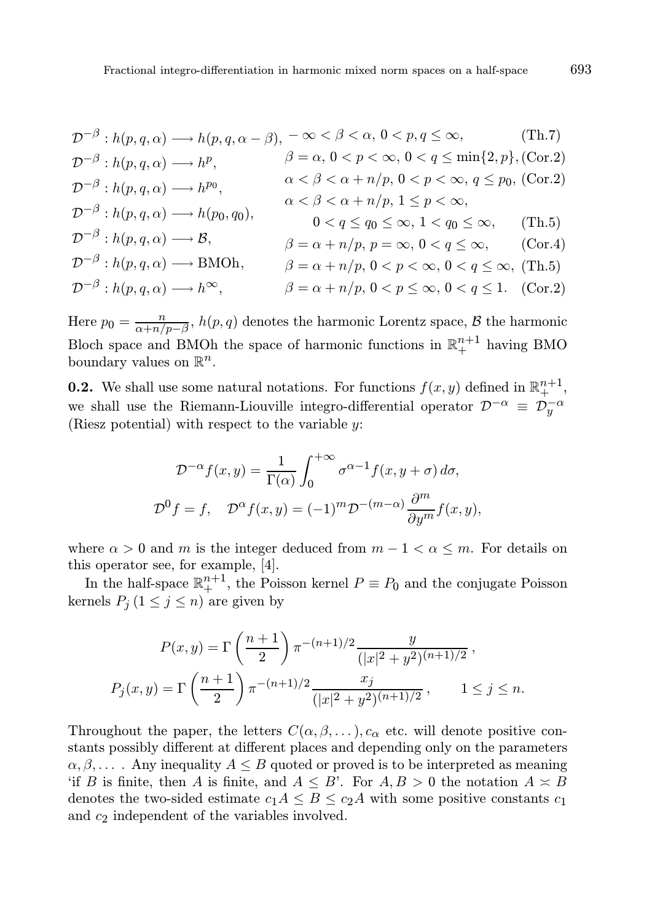$$
\begin{array}{lll}
\mathcal{D}^{-\beta}: h(p,q,\alpha) \longrightarrow h(p,q,\alpha-\beta), & -\infty < \beta < \alpha,\ 0 < p, q \le \infty, & \text{(Th.7)} \\
\mathcal{D}^{-\beta}: h(p,q,\alpha) \longrightarrow h^{p}, & \beta = \alpha,\ 0 < p < \infty,\ 0 < q \le \min\{2,p\}, & \text{(Cor.2)} \\
\mathcal{D}^{-\beta}: h(p,q,\alpha) \longrightarrow h^{p_0}, & \alpha < \beta < \alpha + n/p,\ 0 < p < \infty,\ q \le p_0, & \text{(Cor.2)} \\
\mathcal{D}^{-\beta}: h(p,q,\alpha) \longrightarrow h(p_0,q_0), & \alpha < \beta < \alpha + n/p,\ 1 \le p < \infty, & \\
 & \qquad 0 < q \le q_0 \le \infty,\ 1 < q_0 \le \infty, & \text{(Th.5)} \\
\mathcal{D}^{-\beta}: h(p,q,\alpha) \longrightarrow \mathcal{B}, & \beta = \alpha + n/p,\ p = \infty,\ 0 < q \le \infty, & \text{(Cor.4)} \\
\mathcal{D}^{-\beta}: h(p,q,\alpha) \longrightarrow \mathrm{BMOh}, & \beta = \alpha + n/p,\ 0 < p < \infty,\ 0 < q \le \infty, & \text{(Th.5)} \\
\mathcal{D}^{-\beta}: h(p,q,\alpha) \longrightarrow h^{\infty}, & \beta = \alpha + n/p,\ 0 < p \le \infty,\ 0 < q \le 1. & \text{(Cor.2)}
\end{array}
$$

Here $p_0 = \frac{n}{\alpha + n/p - \beta}$, $h(p,q)$ denotes the harmonic Lorentz space, $\mathcal{B}$ the harmonic Bloch space and BMOh the space of harmonic functions in $\mathbb{R}^{n+1}_{+}$ having BMO boundary values on $\mathbb{R}^n$.

**0.2.** We shall use some natural notations. For functions $f(x,y)$ defined in $\mathbb{R}^{n+1}_{+}$, we shall use the Riemann-Liouville integro-differential operator $\mathcal{D}^{-\alpha} \equiv \mathcal{D}^{-\alpha}_{y}$ (Riesz potential) with respect to the variable $y$:

$$
\mathcal{D}^{-\alpha} f(x,y) = \frac{1}{\Gamma(\alpha)} \int_0^{+\infty} \sigma^{\alpha-1} f(x, y+\sigma)\, d\sigma,
$$

$$
\mathcal{D}^{0} f = f, \quad \mathcal{D}^{\alpha} f(x,y) = (-1)^m \mathcal{D}^{-(m-\alpha)} \frac{\partial^m}{\partial y^m} f(x,y),
$$

where $\alpha > 0$ and $m$ is the integer deduced from $m-1 < \alpha \le m$. For details on this operator see, for example, [4].

In the half-space $\mathbb{R}^{n+1}_{+}$, the Poisson kernel $P \equiv P_0$ and the conjugate Poisson kernels $P_j\ (1 \le j \le n)$ are given by

$$
P(x,y) = \Gamma\left(\frac{n+1}{2}\right) \pi^{-(n+1)/2} \frac{y}{(|x|^2 + y^2)^{(n+1)/2}}\,,
$$

$$
P_j(x,y) = \Gamma\left(\frac{n+1}{2}\right) \pi^{-(n+1)/2} \frac{x_j}{(|x|^2 + y^2)^{(n+1)/2}}\,, \qquad 1 \le j \le n.
$$

Throughout the paper, the letters $C(\alpha, \beta, \dots), c_\alpha$ etc. will denote positive constants possibly different at different places and depending only on the parameters $\alpha, \beta, \dots$ . Any inequality $A \le B$ quoted or proved is to be interpreted as meaning 'if $B$ is finite, then $A$ is finite, and $A \le B$'. For $A, B > 0$ the notation $A \asymp B$ denotes the two-sided estimate $c_1 A \le B \le c_2 A$ with some positive constants $c_1$ and $c_2$ independent of the variables involved.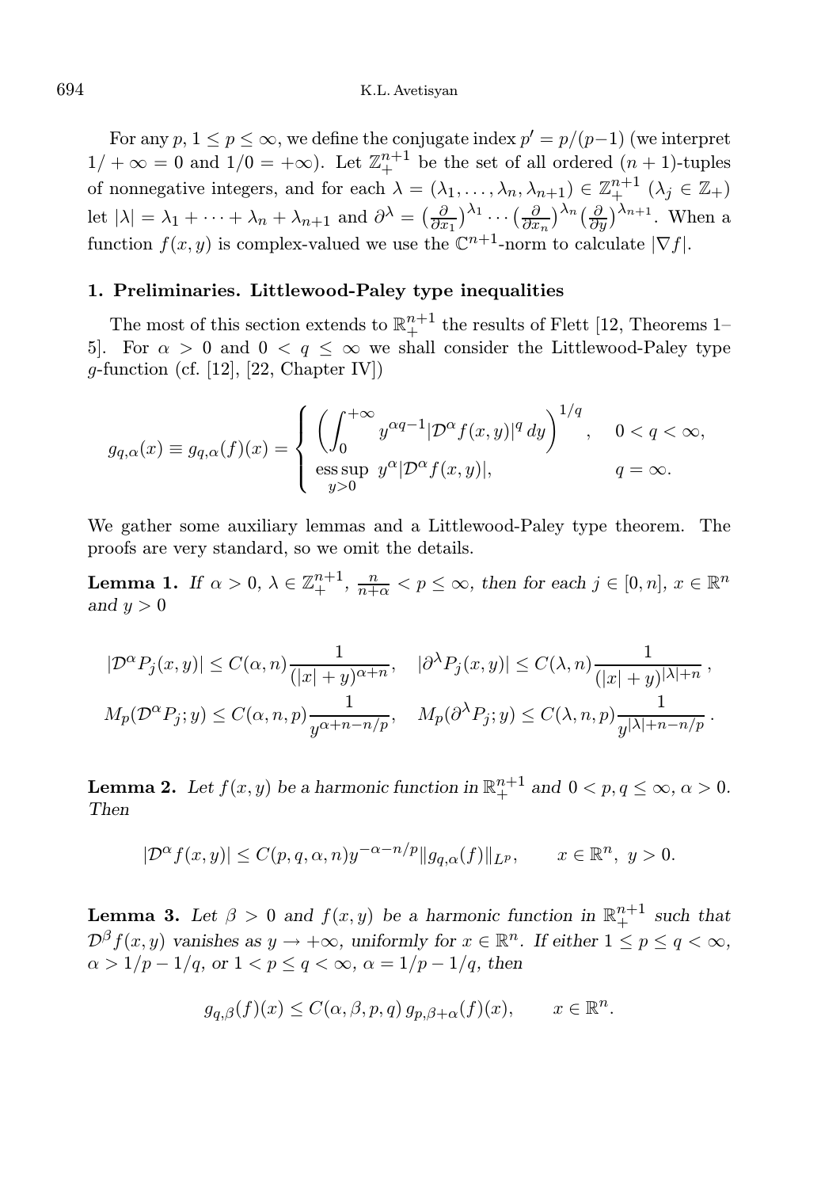For any $p$, $1 \le p \le \infty$, we define the conjugate index $p' = p/(p-1)$ (we interpret $1/+\infty = 0$ and $1/0 = +\infty$). Let $\mathbb{Z}_+^{n+1}$ be the set of all ordered $(n+1)$-tuples of nonnegative integers, and for each $\lambda = (\lambda_1, \dots, \lambda_n, \lambda_{n+1}) \in \mathbb{Z}_+^{n+1}$ ($\lambda_j \in \mathbb{Z}_+$) let $|\lambda| = \lambda_1 + \dots + \lambda_n + \lambda_{n+1}$ and $\partial^\lambda = \left(\frac{\partial}{\partial x_1}\right)^{\lambda_1} \cdots \left(\frac{\partial}{\partial x_n}\right)^{\lambda_n} \left(\frac{\partial}{\partial y}\right)^{\lambda_{n+1}}$. When a function $f(x,y)$ is complex-valued we use the $\mathbb{C}^{n+1}$-norm to calculate $|\nabla f|$.

## 1. Preliminaries. Littlewood-Paley type inequalities

The most of this section extends to $\mathbb{R}_+^{n+1}$ the results of Flett [12, Theorems 1–5]. For $\alpha > 0$ and $0 < q \le \infty$ we shall consider the Littlewood-Paley type $g$-function (cf. [12], [22, Chapter IV])

$$g_{q,\alpha}(x) \equiv g_{q,\alpha}(f)(x) = \begin{cases} \left( \displaystyle\int_0^{+\infty} y^{\alpha q - 1} |\mathcal{D}^\alpha f(x,y)|^q \, dy \right)^{1/q}, & 0 < q < \infty, \\ \operatorname*{ess\,sup}_{y>0} \; y^\alpha |\mathcal{D}^\alpha f(x,y)|, & q = \infty. \end{cases}$$

We gather some auxiliary lemmas and a Littlewood-Paley type theorem. The proofs are very standard, so we omit the details.

**Lemma 1.** *If $\alpha > 0$, $\lambda \in \mathbb{Z}_+^{n+1}$, $\frac{n}{n+\alpha} < p \le \infty$, then for each $j \in [0,n]$, $x \in \mathbb{R}^n$ and $y > 0$*

$$|\mathcal{D}^\alpha P_j(x,y)| \le C(\alpha, n) \frac{1}{(|x|+y)^{\alpha+n}}, \quad |\partial^\lambda P_j(x,y)| \le C(\lambda, n) \frac{1}{(|x|+y)^{|\lambda|+n}},$$
$$M_p(\mathcal{D}^\alpha P_j; y) \le C(\alpha, n, p) \frac{1}{y^{\alpha+n-n/p}}, \quad M_p(\partial^\lambda P_j; y) \le C(\lambda, n, p) \frac{1}{y^{|\lambda|+n-n/p}}.$$

**Lemma 2.** *Let $f(x,y)$ be a harmonic function in $\mathbb{R}_+^{n+1}$ and $0 < p, q \le \infty$, $\alpha > 0$. Then*

$$|\mathcal{D}^\alpha f(x,y)| \le C(p,q,\alpha,n) y^{-\alpha - n/p} \|g_{q,\alpha}(f)\|_{L^p}, \qquad x \in \mathbb{R}^n, \; y > 0.$$

**Lemma 3.** *Let $\beta > 0$ and $f(x,y)$ be a harmonic function in $\mathbb{R}_+^{n+1}$ such that $\mathcal{D}^\beta f(x,y)$ vanishes as $y \to +\infty$, uniformly for $x \in \mathbb{R}^n$. If either $1 \le p \le q < \infty$, $\alpha > 1/p - 1/q$, or $1 < p \le q < \infty$, $\alpha = 1/p - 1/q$, then*

$$g_{q,\beta}(f)(x) \le C(\alpha, \beta, p, q) \, g_{p,\beta+\alpha}(f)(x), \qquad x \in \mathbb{R}^n.$$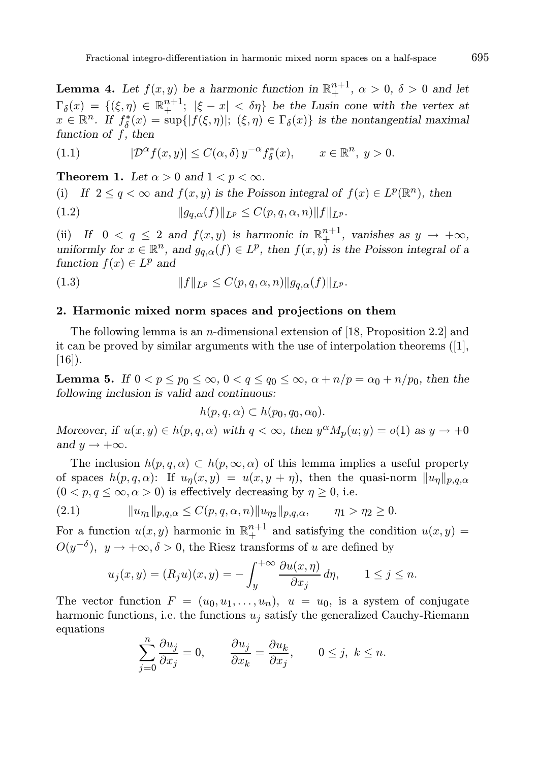**Lemma 4.** *Let $f(x,y)$ be a harmonic function in $\mathbb{R}^{n+1}_+$, $\alpha > 0$, $\delta > 0$ and let $\Gamma_\delta(x) = \{(\xi,\eta) \in \mathbb{R}^{n+1}_+;\ |\xi - x| < \delta\eta\}$ be the Lusin cone with the vertex at $x \in \mathbb{R}^n$. If $f^*_\delta(x) = \sup\{|f(\xi,\eta)|;\ (\xi,\eta) \in \Gamma_\delta(x)\}$ is the nontangential maximal function of $f$, then*

$$|\mathcal{D}^\alpha f(x,y)| \le C(\alpha,\delta)\, y^{-\alpha} f^*_\delta(x), \qquad x \in \mathbb{R}^n,\ y > 0. \tag{1.1}$$

**Theorem 1.** *Let $\alpha > 0$ and $1 < p < \infty$.*

(i) *If $2 \le q < \infty$ and $f(x,y)$ is the Poisson integral of $f(x) \in L^p(\mathbb{R}^n)$, then*

$$\|g_{q,\alpha}(f)\|_{L^p} \le C(p,q,\alpha,n)\|f\|_{L^p}. \tag{1.2}$$

(ii) *If $0 < q \le 2$ and $f(x,y)$ is harmonic in $\mathbb{R}^{n+1}_+$, vanishes as $y \to +\infty$, uniformly for $x \in \mathbb{R}^n$, and $g_{q,\alpha}(f) \in L^p$, then $f(x,y)$ is the Poisson integral of a function $f(x) \in L^p$ and*

$$\|f\|_{L^p} \le C(p,q,\alpha,n)\|g_{q,\alpha}(f)\|_{L^p}. \tag{1.3}$$

## 2. Harmonic mixed norm spaces and projections on them

The following lemma is an $n$-dimensional extension of [18, Proposition 2.2] and it can be proved by similar arguments with the use of interpolation theorems ([1], [16]).

**Lemma 5.** *If $0 < p \le p_0 \le \infty$, $0 < q \le q_0 \le \infty$, $\alpha + n/p = \alpha_0 + n/p_0$, then the following inclusion is valid and continuous:*

$$h(p,q,\alpha) \subset h(p_0,q_0,\alpha_0).$$

*Moreover, if $u(x,y) \in h(p,q,\alpha)$ with $q < \infty$, then $y^\alpha M_p(u;y) = o(1)$ as $y \to +0$ and $y \to +\infty$.*

The inclusion $h(p,q,\alpha) \subset h(p,\infty,\alpha)$ of this lemma implies a useful property of spaces $h(p,q,\alpha)$: If $u_\eta(x,y) = u(x,y+\eta)$, then the quasi-norm $\|u_\eta\|_{p,q,\alpha}$ $(0 < p,q \le \infty, \alpha > 0)$ is effectively decreasing by $\eta \ge 0$, i.e.

$$\|u_{\eta_1}\|_{p,q,\alpha} \le C(p,q,\alpha,n)\|u_{\eta_2}\|_{p,q,\alpha}, \qquad \eta_1 > \eta_2 \ge 0. \tag{2.1}$$

For a function $u(x,y)$ harmonic in $\mathbb{R}^{n+1}_+$ and satisfying the condition $u(x,y) = O(y^{-\delta})$, $y \to +\infty, \delta > 0$, the Riesz transforms of $u$ are defined by

$$u_j(x,y) = (R_j u)(x,y) = -\int_y^{+\infty} \frac{\partial u(x,\eta)}{\partial x_j}\, d\eta, \qquad 1 \le j \le n.$$

The vector function $F = (u_0, u_1, \ldots, u_n)$, $u = u_0$, is a system of conjugate harmonic functions, i.e. the functions $u_j$ satisfy the generalized Cauchy-Riemann equations

$$\sum_{j=0}^n \frac{\partial u_j}{\partial x_j} = 0, \qquad \frac{\partial u_j}{\partial x_k} = \frac{\partial u_k}{\partial x_j}, \qquad 0 \le j,\ k \le n.$$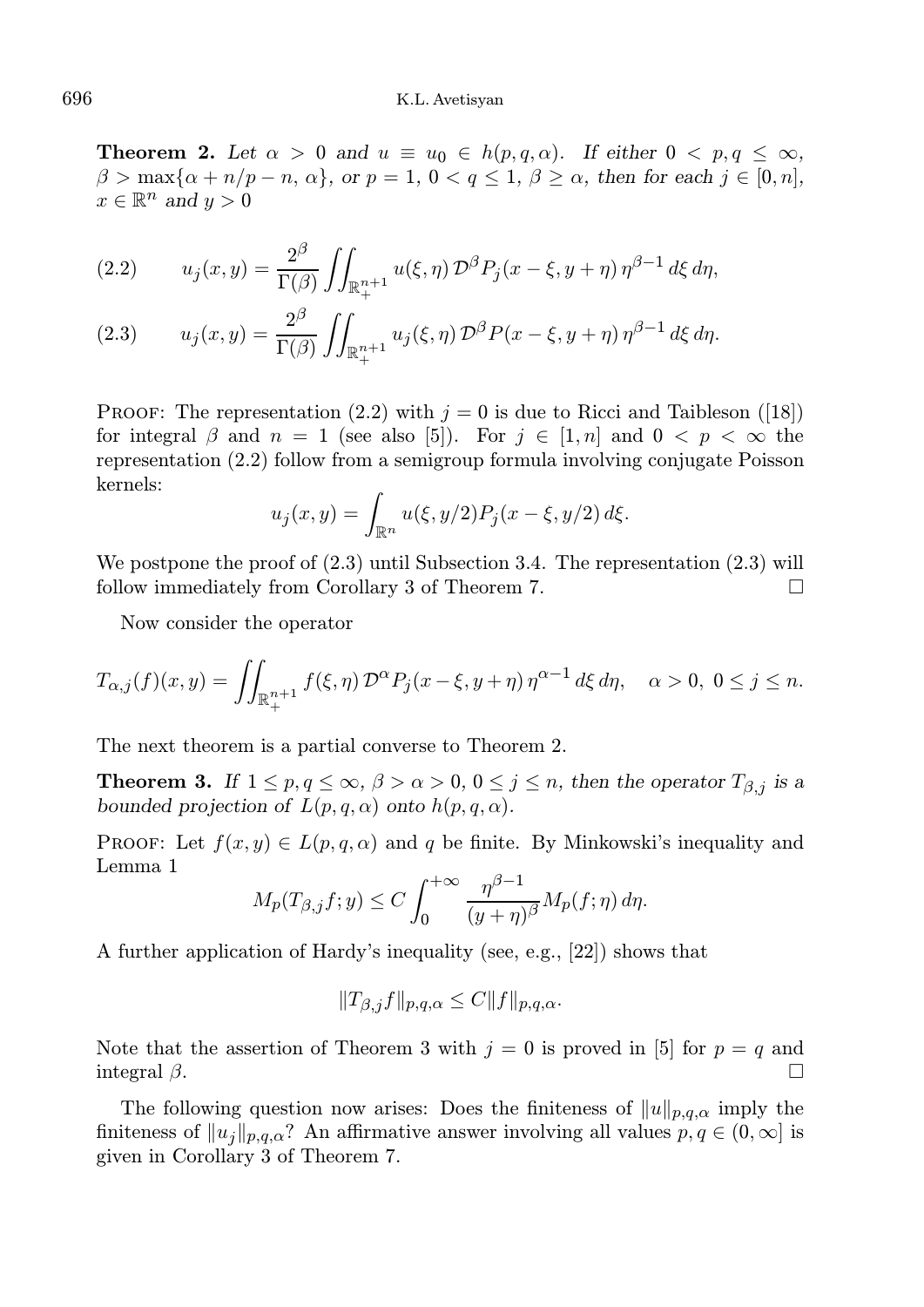**Theorem 2.** *Let $\alpha > 0$ and $u \equiv u_0 \in h(p,q,\alpha)$. If either $0 < p, q \leq \infty$, $\beta > \max\{\alpha + n/p - n,\ \alpha\}$, or $p = 1$, $0 < q \leq 1$, $\beta \geq \alpha$, then for each $j \in [0,n]$, $x \in \mathbb{R}^n$ and $y > 0$*

$$u_j(x,y) = \frac{2^\beta}{\Gamma(\beta)} \iint_{\mathbb{R}^{n+1}_+} u(\xi,\eta)\, \mathcal{D}^\beta P_j(x-\xi, y+\eta)\, \eta^{\beta-1}\, d\xi\, d\eta, \tag{2.2}$$

$$u_j(x,y) = \frac{2^\beta}{\Gamma(\beta)} \iint_{\mathbb{R}^{n+1}_+} u_j(\xi,\eta)\, \mathcal{D}^\beta P(x-\xi, y+\eta)\, \eta^{\beta-1}\, d\xi\, d\eta. \tag{2.3}$$

Proof: The representation (2.2) with $j = 0$ is due to Ricci and Taibleson ([18]) for integral $\beta$ and $n = 1$ (see also [5]). For $j \in [1,n]$ and $0 < p < \infty$ the representation (2.2) follow from a semigroup formula involving conjugate Poisson kernels:

$$u_j(x,y) = \int_{\mathbb{R}^n} u(\xi, y/2) P_j(x-\xi, y/2)\, d\xi.$$

We postpone the proof of (2.3) until Subsection 3.4. The representation (2.3) will follow immediately from Corollary 3 of Theorem 7. $\square$

Now consider the operator

$$T_{\alpha,j}(f)(x,y) = \iint_{\mathbb{R}^{n+1}_+} f(\xi,\eta)\, \mathcal{D}^\alpha P_j(x-\xi, y+\eta)\, \eta^{\alpha-1}\, d\xi\, d\eta, \quad \alpha > 0,\ 0 \leq j \leq n.$$

The next theorem is a partial converse to Theorem 2.

**Theorem 3.** *If $1 \leq p, q \leq \infty$, $\beta > \alpha > 0$, $0 \leq j \leq n$, then the operator $T_{\beta,j}$ is a bounded projection of $L(p,q,\alpha)$ onto $h(p,q,\alpha)$.*

Proof: Let $f(x,y) \in L(p,q,\alpha)$ and $q$ be finite. By Minkowski's inequality and Lemma 1

$$M_p(T_{\beta,j} f; y) \leq C \int_0^{+\infty} \frac{\eta^{\beta-1}}{(y+\eta)^\beta} M_p(f;\eta)\, d\eta.$$

A further application of Hardy's inequality (see, e.g., [22]) shows that

$$\|T_{\beta,j} f\|_{p,q,\alpha} \leq C \|f\|_{p,q,\alpha}.$$

Note that the assertion of Theorem 3 with $j = 0$ is proved in [5] for $p = q$ and integral $\beta$. $\square$

The following question now arises: Does the finiteness of $\|u\|_{p,q,\alpha}$ imply the finiteness of $\|u_j\|_{p,q,\alpha}$? An affirmative answer involving all values $p, q \in (0, \infty]$ is given in Corollary 3 of Theorem 7.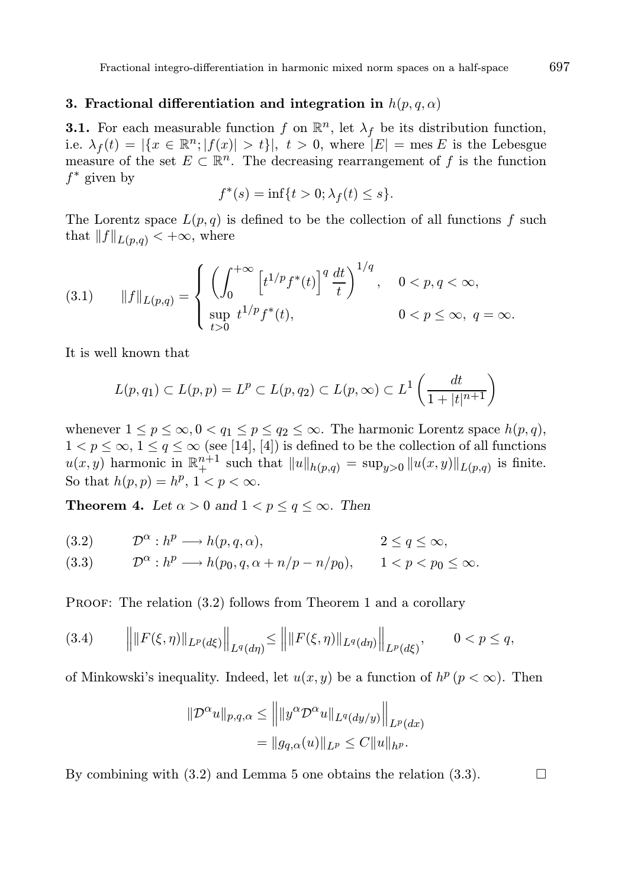### 3. Fractional differentiation and integration in $h(p, q, \alpha)$

**3.1.** For each measurable function $f$ on $\mathbb{R}^n$, let $\lambda_f$ be its distribution function, i.e. $\lambda_f(t) = |\{x \in \mathbb{R}^n; |f(x)| > t\}|$, $t > 0$, where $|E| = \operatorname{mes} E$ is the Lebesgue measure of the set $E \subset \mathbb{R}^n$. The decreasing rearrangement of $f$ is the function $f^*$ given by

$$f^*(s) = \inf\{t > 0; \lambda_f(t) \leq s\}.$$

The Lorentz space $L(p, q)$ is defined to be the collection of all functions $f$ such that $\|f\|_{L(p,q)} < +\infty$, where

$$\|f\|_{L(p,q)} = \begin{cases} \left(\int_0^{+\infty} \left[t^{1/p} f^*(t)\right]^q \frac{dt}{t}\right)^{1/q}, & 0 < p, q < \infty, \\ \sup_{t>0} t^{1/p} f^*(t), & 0 < p \leq \infty, \ q = \infty. \end{cases} \tag{3.1}$$

It is well known that

$$L(p, q_1) \subset L(p, p) = L^p \subset L(p, q_2) \subset L(p, \infty) \subset L^1\left(\frac{dt}{1 + |t|^{n+1}}\right)$$

whenever $1 \leq p \leq \infty, 0 < q_1 \leq p \leq q_2 \leq \infty$. The harmonic Lorentz space $h(p, q)$, $1 < p \leq \infty$, $1 \leq q \leq \infty$ (see [14], [4]) is defined to be the collection of all functions $u(x, y)$ harmonic in $\mathbb{R}^{n+1}_+$ such that $\|u\|_{h(p,q)} = \sup_{y>0} \|u(x, y)\|_{L(p,q)}$ is finite. So that $h(p, p) = h^p$, $1 < p < \infty$.

**Theorem 4.** *Let $\alpha > 0$ and $1 < p \leq q \leq \infty$. Then*

$$\mathcal{D}^\alpha : h^p \longrightarrow h(p, q, \alpha), \qquad 2 \leq q \leq \infty, \tag{3.2}$$

$$\mathcal{D}^\alpha : h^p \longrightarrow h(p_0, q, \alpha + n/p - n/p_0), \qquad 1 < p < p_0 \leq \infty. \tag{3.3}$$

Proof: The relation (3.2) follows from Theorem 1 and a corollary

$$\Big\| \|F(\xi, \eta)\|_{L^p(d\xi)} \Big\|_{L^q(d\eta)} \leq \Big\| \|F(\xi, \eta)\|_{L^q(d\eta)} \Big\|_{L^p(d\xi)}, \qquad 0 < p \leq q, \tag{3.4}$$

of Minkowski's inequality. Indeed, let $u(x, y)$ be a function of $h^p$ $(p < \infty)$. Then

$$\begin{aligned} \|\mathcal{D}^\alpha u\|_{p,q,\alpha} &\leq \Big\| \|y^\alpha \mathcal{D}^\alpha u\|_{L^q(dy/y)} \Big\|_{L^p(dx)} \\ &= \|g_{q,\alpha}(u)\|_{L^p} \leq C \|u\|_{h^p}. \end{aligned}$$

By combining with (3.2) and Lemma 5 one obtains the relation (3.3). $\square$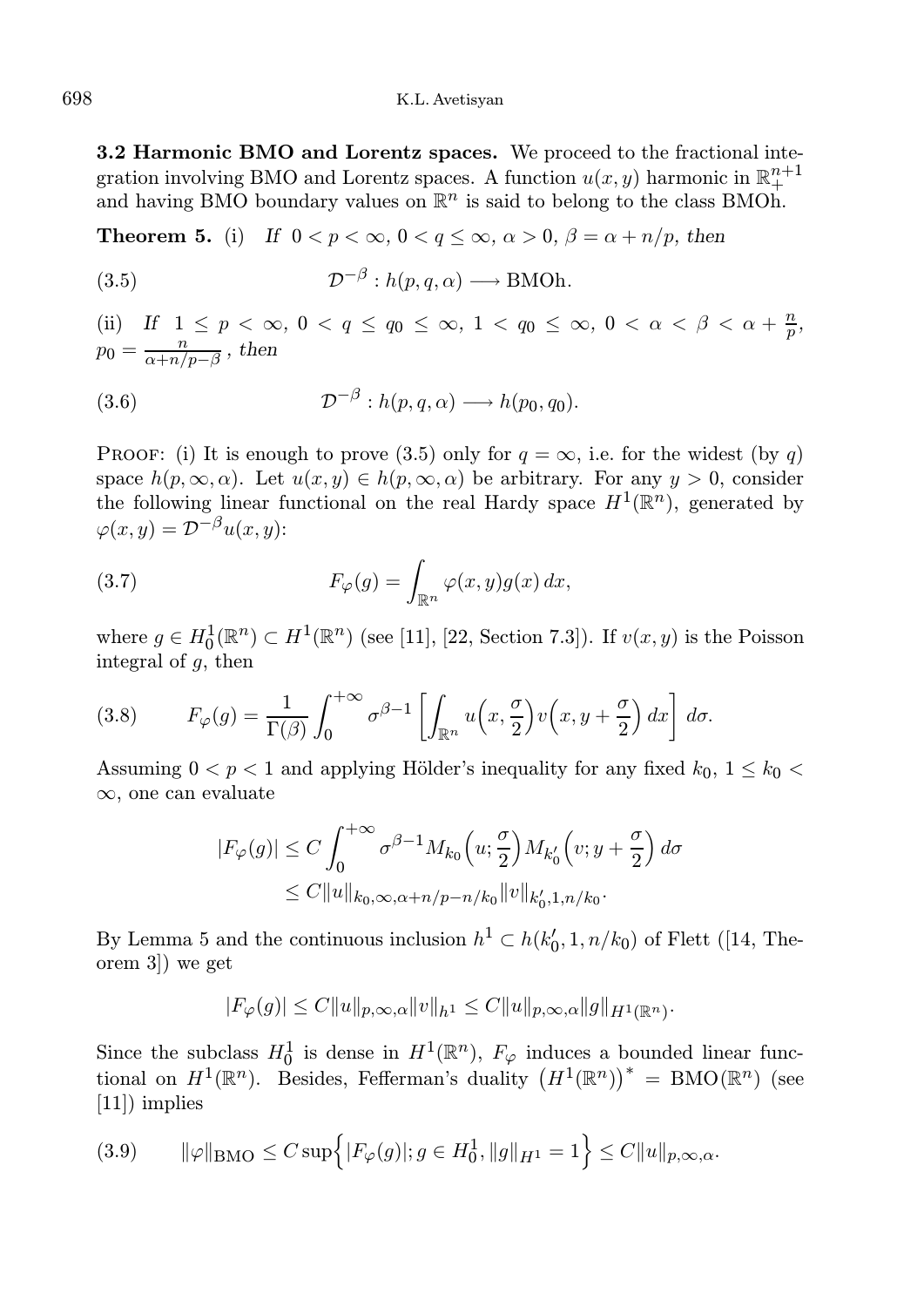**3.2 Harmonic BMO and Lorentz spaces.** We proceed to the fractional integration involving BMO and Lorentz spaces. A function $u(x,y)$ harmonic in $\mathbb{R}^{n+1}_+$ and having BMO boundary values on $\mathbb{R}^n$ is said to belong to the class BMOh.

**Theorem 5.** (i) *If $0<p<\infty$, $0<q\le\infty$, $\alpha>0$, $\beta=\alpha+n/p$, then*

$$\mathcal{D}^{-\beta}: h(p,q,\alpha) \longrightarrow \mathrm{BMOh}. \tag{3.5}$$

(ii) *If $1\le p<\infty$, $0<q\le q_0\le\infty$, $1<q_0\le\infty$, $0<\alpha<\beta<\alpha+\frac{n}{p}$, $p_0=\frac{n}{\alpha+n/p-\beta}$, then*

$$\mathcal{D}^{-\beta}: h(p,q,\alpha) \longrightarrow h(p_0,q_0). \tag{3.6}$$

Proof: (i) It is enough to prove (3.5) only for $q=\infty$, i.e. for the widest (by $q$) space $h(p,\infty,\alpha)$. Let $u(x,y)\in h(p,\infty,\alpha)$ be arbitrary. For any $y>0$, consider the following linear functional on the real Hardy space $H^1(\mathbb{R}^n)$, generated by $\varphi(x,y)=\mathcal{D}^{-\beta}u(x,y)$:

$$F_\varphi(g)=\int_{\mathbb{R}^n}\varphi(x,y)g(x)\,dx, \tag{3.7}$$

where $g\in H^1_0(\mathbb{R}^n)\subset H^1(\mathbb{R}^n)$ (see [11], [22, Section 7.3]). If $v(x,y)$ is the Poisson integral of $g$, then

$$F_\varphi(g)=\frac{1}{\Gamma(\beta)}\int_0^{+\infty}\sigma^{\beta-1}\left[\int_{\mathbb{R}^n}u\Big(x,\frac{\sigma}{2}\Big)v\Big(x,y+\frac{\sigma}{2}\Big)\,dx\right]d\sigma. \tag{3.8}$$

Assuming $0<p<1$ and applying Hölder's inequality for any fixed $k_0$, $1\le k_0<\infty$, one can evaluate

$$\begin{aligned}|F_\varphi(g)| &\le C\int_0^{+\infty}\sigma^{\beta-1}M_{k_0}\Big(u;\frac{\sigma}{2}\Big)M_{k_0'}\Big(v;y+\frac{\sigma}{2}\Big)\,d\sigma\\ &\le C\|u\|_{k_0,\infty,\alpha+n/p-n/k_0}\|v\|_{k_0',1,n/k_0}.\end{aligned}$$

By Lemma 5 and the continuous inclusion $h^1\subset h(k_0',1,n/k_0)$ of Flett ([14, Theorem 3]) we get

$$|F_\varphi(g)|\le C\|u\|_{p,\infty,\alpha}\|v\|_{h^1}\le C\|u\|_{p,\infty,\alpha}\|g\|_{H^1(\mathbb{R}^n)}.$$

Since the subclass $H^1_0$ is dense in $H^1(\mathbb{R}^n)$, $F_\varphi$ induces a bounded linear functional on $H^1(\mathbb{R}^n)$. Besides, Fefferman's duality $\big(H^1(\mathbb{R}^n)\big)^*=\mathrm{BMO}(\mathbb{R}^n)$ (see [11]) implies

$$\|\varphi\|_{\mathrm{BMO}}\le C\sup\Big\{|F_\varphi(g)|;g\in H^1_0,\|g\|_{H^1}=1\Big\}\le C\|u\|_{p,\infty,\alpha}. \tag{3.9}$$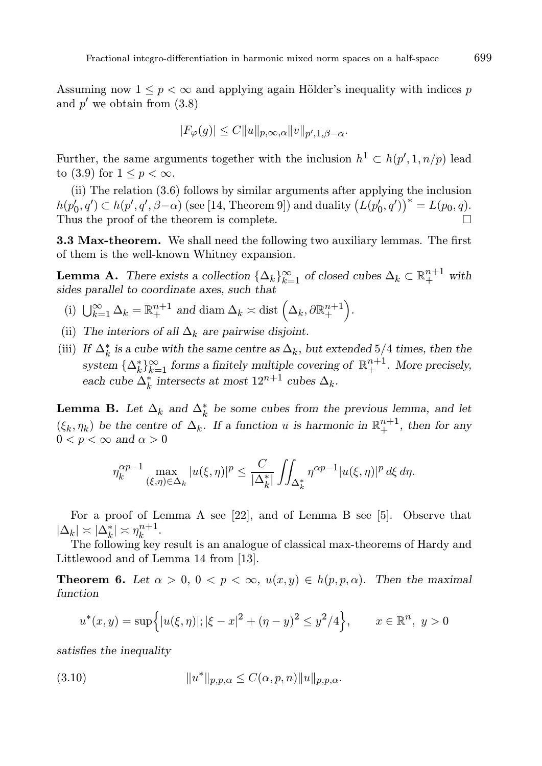Assuming now $1 \leq p < \infty$ and applying again Hölder's inequality with indices $p$ and $p'$ we obtain from (3.8)

$$|F_\varphi(g)| \leq C\|u\|_{p,\infty,\alpha}\|v\|_{p',1,\beta-\alpha}.$$

Further, the same arguments together with the inclusion $h^1 \subset h(p', 1, n/p)$ lead to (3.9) for $1 \leq p < \infty$.

(ii) The relation (3.6) follows by similar arguments after applying the inclusion $h(p_0', q') \subset h(p', q', \beta-\alpha)$ (see [14, Theorem 9]) and duality $\left(L(p_0', q')\right)^* = L(p_0, q)$. Thus the proof of the theorem is complete. $\square$

**3.3 Max-theorem.** We shall need the following two auxiliary lemmas. The first of them is the well-known Whitney expansion.

**Lemma A.** *There exists a collection $\{\Delta_k\}_{k=1}^{\infty}$ of closed cubes $\Delta_k \subset \mathbb{R}^{n+1}_+$ with sides parallel to coordinate axes, such that*

(i) $\bigcup_{k=1}^{\infty} \Delta_k = \mathbb{R}^{n+1}_+$ *and* $\operatorname{diam} \Delta_k \asymp \operatorname{dist}\left(\Delta_k, \partial\mathbb{R}^{n+1}_+\right)$.

(ii) *The interiors of all $\Delta_k$ are pairwise disjoint.*

(iii) *If $\Delta_k^*$ is a cube with the same centre as $\Delta_k$, but extended $5/4$ times, then the system $\{\Delta_k^*\}_{k=1}^{\infty}$ forms a finitely multiple covering of $\mathbb{R}^{n+1}_+$. More precisely, each cube $\Delta_k^*$ intersects at most $12^{n+1}$ cubes $\Delta_k$.*

**Lemma B.** *Let $\Delta_k$ and $\Delta_k^*$ be some cubes from the previous lemma, and let $(\xi_k, \eta_k)$ be the centre of $\Delta_k$. If a function $u$ is harmonic in $\mathbb{R}^{n+1}_+$, then for any $0 < p < \infty$ and $\alpha > 0$*

$$\eta_k^{\alpha p-1} \max_{(\xi,\eta)\in\Delta_k} |u(\xi,\eta)|^p \leq \frac{C}{|\Delta_k^*|} \iint_{\Delta_k^*} \eta^{\alpha p-1} |u(\xi,\eta)|^p \, d\xi \, d\eta.$$

For a proof of Lemma A see [22], and of Lemma B see [5]. Observe that $|\Delta_k| \asymp |\Delta_k^*| \asymp \eta_k^{n+1}$.

The following key result is an analogue of classical max-theorems of Hardy and Littlewood and of Lemma 14 from [13].

**Theorem 6.** *Let $\alpha > 0$, $0 < p < \infty$, $u(x,y) \in h(p,p,\alpha)$. Then the maximal function*

$$u^*(x,y) = \sup\Big\{|u(\xi,\eta)|; |\xi - x|^2 + (\eta - y)^2 \leq y^2/4\Big\}, \qquad x \in \mathbb{R}^n,\ y > 0$$

*satisfies the inequality*

$$\|u^*\|_{p,p,\alpha} \leq C(\alpha, p, n)\|u\|_{p,p,\alpha}. \tag{3.10}$$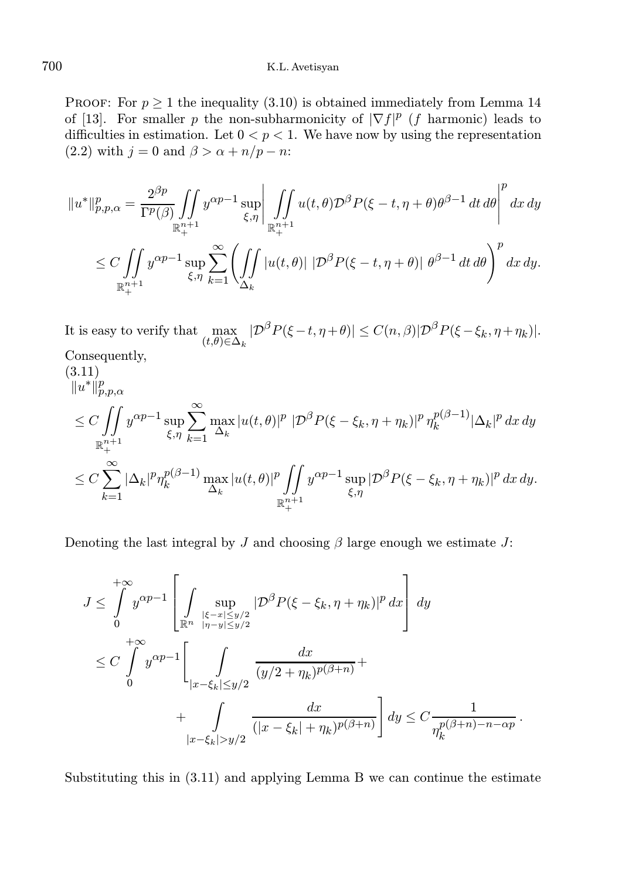PROOF: For $p \geq 1$ the inequality (3.10) is obtained immediately from Lemma 14 of [13]. For smaller $p$ the non-subharmonicity of $|\nabla f|^p$ ($f$ harmonic) leads to difficulties in estimation. Let $0 < p < 1$. We have now by using the representation (2.2) with $j = 0$ and $\beta > \alpha + n/p - n$:

$$\|u^*\|_{p,p,\alpha}^p = \frac{2^{\beta p}}{\Gamma^p(\beta)} \iint\limits_{\mathbb{R}_+^{n+1}} y^{\alpha p - 1} \sup_{\xi,\eta} \left| \iint\limits_{\mathbb{R}_+^{n+1}} u(t,\theta) \mathcal{D}^\beta P(\xi - t, \eta + \theta) \theta^{\beta - 1}\, dt\, d\theta \right|^p dx\, dy$$

$$\leq C \iint\limits_{\mathbb{R}_+^{n+1}} y^{\alpha p - 1} \sup_{\xi,\eta} \sum_{k=1}^{\infty} \left( \iint\limits_{\Delta_k} |u(t,\theta)|\ |\mathcal{D}^\beta P(\xi - t, \eta + \theta)|\ \theta^{\beta - 1}\, dt\, d\theta \right)^p dx\, dy.$$

It is easy to verify that $\max\limits_{(t,\theta) \in \Delta_k} |\mathcal{D}^\beta P(\xi - t, \eta + \theta)| \leq C(n,\beta) |\mathcal{D}^\beta P(\xi - \xi_k, \eta + \eta_k)|$. Consequently,

(3.11)

$$\|u^*\|_{p,p,\alpha}^p$$

$$\leq C \iint\limits_{\mathbb{R}_+^{n+1}} y^{\alpha p - 1} \sup_{\xi,\eta} \sum_{k=1}^{\infty} \max_{\Delta_k} |u(t,\theta)|^p\ |\mathcal{D}^\beta P(\xi - \xi_k, \eta + \eta_k)|^p\, \eta_k^{p(\beta - 1)} |\Delta_k|^p\, dx\, dy$$

$$\leq C \sum_{k=1}^{\infty} |\Delta_k|^p \eta_k^{p(\beta-1)} \max_{\Delta_k} |u(t,\theta)|^p \iint\limits_{\mathbb{R}_+^{n+1}} y^{\alpha p - 1} \sup_{\xi,\eta} |\mathcal{D}^\beta P(\xi - \xi_k, \eta + \eta_k)|^p\, dx\, dy.$$

Denoting the last integral by $J$ and choosing $\beta$ large enough we estimate $J$:

$$J \leq \int_0^{+\infty} y^{\alpha p - 1} \left[ \int_{\mathbb{R}^n} \sup_{\substack{|\xi - x| \leq y/2 \\ |\eta - y| \leq y/2}} |\mathcal{D}^\beta P(\xi - \xi_k, \eta + \eta_k)|^p\, dx \right] dy$$

$$\leq C \int_0^{+\infty} y^{\alpha p - 1} \Bigg[ \int\limits_{|x - \xi_k| \leq y/2} \frac{dx}{(y/2 + \eta_k)^{p(\beta + n)}} + \int\limits_{|x - \xi_k| > y/2} \frac{dx}{(|x - \xi_k| + \eta_k)^{p(\beta+n)}} \Bigg] dy \leq C \frac{1}{\eta_k^{p(\beta+n) - n - \alpha p}}.$$

Substituting this in (3.11) and applying Lemma B we can continue the estimate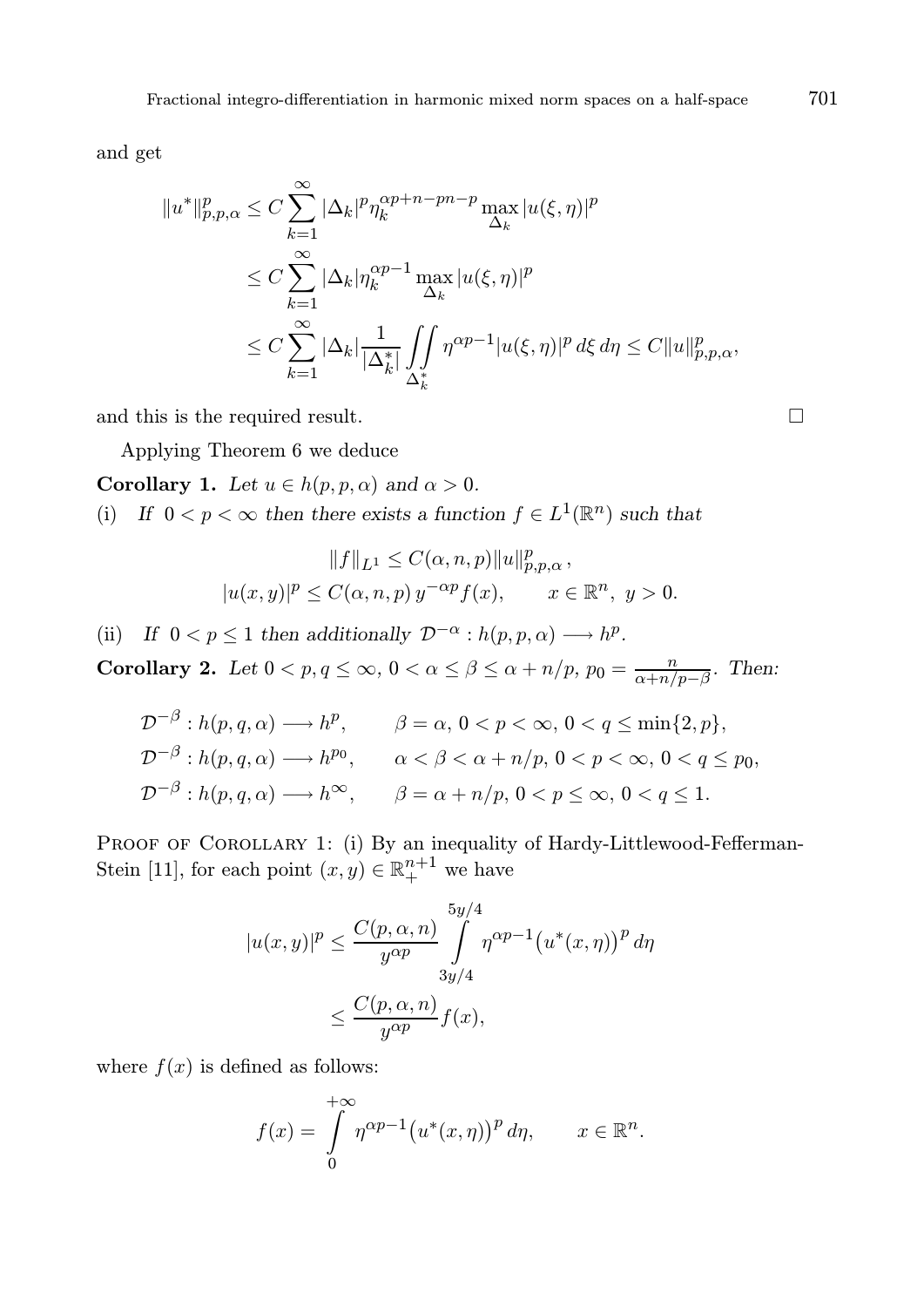and get

$$
\begin{aligned}
\|u^*\|_{p,p,\alpha}^p &\leq C \sum_{k=1}^{\infty} |\Delta_k|^p \eta_k^{\alpha p+n-pn-p} \max_{\Delta_k} |u(\xi,\eta)|^p \\
&\leq C \sum_{k=1}^{\infty} |\Delta_k| \eta_k^{\alpha p-1} \max_{\Delta_k} |u(\xi,\eta)|^p \\
&\leq C \sum_{k=1}^{\infty} |\Delta_k| \frac{1}{|\Delta_k^*|} \iint\limits_{\Delta_k^*} \eta^{\alpha p-1} |u(\xi,\eta)|^p \, d\xi \, d\eta \leq C \|u\|_{p,p,\alpha}^p,
\end{aligned}
$$

and this is the required result. □

Applying Theorem 6 we deduce

**Corollary 1.** *Let $u \in h(p,p,\alpha)$ and $\alpha > 0$.*

(i) *If $0 < p < \infty$ then there exists a function $f \in L^1(\mathbb{R}^n)$ such that*

$$
\|f\|_{L^1} \leq C(\alpha,n,p) \|u\|_{p,p,\alpha}^p,
$$

$$
|u(x,y)|^p \leq C(\alpha,n,p)\, y^{-\alpha p} f(x), \qquad x \in \mathbb{R}^n, \ y > 0.
$$

(ii) *If $0 < p \leq 1$ then additionally $\mathcal{D}^{-\alpha} : h(p,p,\alpha) \longrightarrow h^p$.*

**Corollary 2.** *Let $0 < p,q \leq \infty$, $0 < \alpha \leq \beta \leq \alpha + n/p$, $p_0 = \frac{n}{\alpha + n/p - \beta}$. Then:*

$$
\begin{aligned}
&\mathcal{D}^{-\beta} : h(p,q,\alpha) \longrightarrow h^p, && \beta = \alpha, \ 0 < p < \infty, \ 0 < q \leq \min\{2,p\}, \\
&\mathcal{D}^{-\beta} : h(p,q,\alpha) \longrightarrow h^{p_0}, && \alpha < \beta < \alpha + n/p, \ 0 < p < \infty, \ 0 < q \leq p_0, \\
&\mathcal{D}^{-\beta} : h(p,q,\alpha) \longrightarrow h^{\infty}, && \beta = \alpha + n/p, \ 0 < p \leq \infty, \ 0 < q \leq 1.
\end{aligned}
$$

Proof of Corollary 1: (i) By an inequality of Hardy-Littlewood-Fefferman-Stein [11], for each point $(x,y) \in \mathbb{R}_+^{n+1}$ we have

$$
\begin{aligned}
|u(x,y)|^p &\leq \frac{C(p,\alpha,n)}{y^{\alpha p}} \int_{3y/4}^{5y/4} \eta^{\alpha p-1} \big(u^*(x,\eta)\big)^p \, d\eta \\
&\leq \frac{C(p,\alpha,n)}{y^{\alpha p}} f(x),
\end{aligned}
$$

where $f(x)$ is defined as follows:

$$
f(x) = \int_0^{+\infty} \eta^{\alpha p-1} \big(u^*(x,\eta)\big)^p \, d\eta, \qquad x \in \mathbb{R}^n.
$$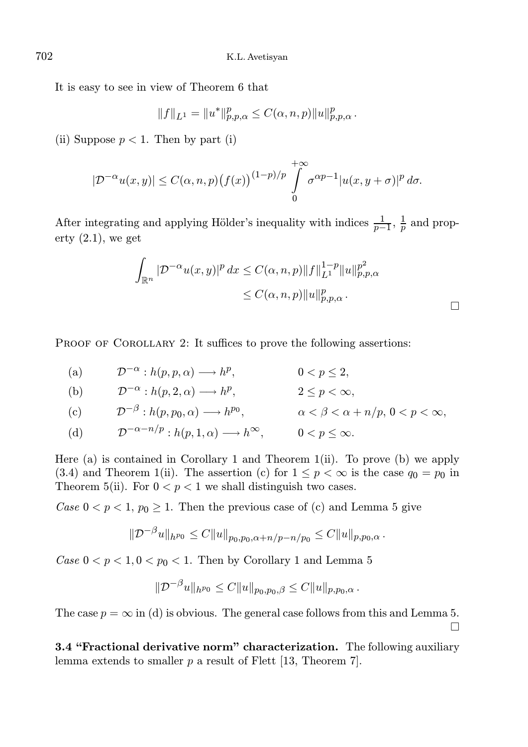It is easy to see in view of Theorem 6 that

$$\|f\|_{L^1} = \|u^*\|_{p,p,\alpha}^p \le C(\alpha, n, p)\|u\|_{p,p,\alpha}^p .$$

(ii) Suppose $p < 1$. Then by part (i)

$$|\mathcal{D}^{-\alpha} u(x,y)| \le C(\alpha, n, p)\big(f(x)\big)^{(1-p)/p} \int_0^{+\infty} \sigma^{\alpha p - 1} |u(x, y+\sigma)|^p \, d\sigma.$$

After integrating and applying Hölder's inequality with indices $\frac{1}{p-1}$, $\frac{1}{p}$ and property (2.1), we get

$$\begin{aligned} \int_{\mathbb{R}^n} |\mathcal{D}^{-\alpha} u(x,y)|^p \, dx &\le C(\alpha, n, p)\|f\|_{L^1}^{1-p} \|u\|_{p,p,\alpha}^{p^2} \\ &\le C(\alpha, n, p)\|u\|_{p,p,\alpha}^p . \end{aligned}$$

$\square$

Proof of Corollary 2: It suffices to prove the following assertions:

(a) $\quad \mathcal{D}^{-\alpha} : h(p,p,\alpha) \longrightarrow h^p, \qquad 0 < p \le 2,$

(b) $\quad \mathcal{D}^{-\alpha} : h(p,2,\alpha) \longrightarrow h^p, \qquad 2 \le p < \infty,$

(c) $\quad \mathcal{D}^{-\beta} : h(p,p_0,\alpha) \longrightarrow h^{p_0}, \qquad \alpha < \beta < \alpha + n/p,\ 0 < p < \infty,$

(d) $\quad \mathcal{D}^{-\alpha - n/p} : h(p,1,\alpha) \longrightarrow h^{\infty}, \qquad 0 < p \le \infty.$

Here (a) is contained in Corollary 1 and Theorem 1(ii). To prove (b) we apply (3.4) and Theorem 1(ii). The assertion (c) for $1 \le p < \infty$ is the case $q_0 = p_0$ in Theorem 5(ii). For $0 < p < 1$ we shall distinguish two cases.

*Case* $0 < p < 1$, $p_0 \ge 1$. Then the previous case of (c) and Lemma 5 give

$$\|\mathcal{D}^{-\beta} u\|_{h^{p_0}} \le C\|u\|_{p_0,p_0,\alpha + n/p - n/p_0} \le C\|u\|_{p,p_0,\alpha} .$$

*Case* $0 < p < 1, 0 < p_0 < 1$. Then by Corollary 1 and Lemma 5

$$\|\mathcal{D}^{-\beta} u\|_{h^{p_0}} \le C\|u\|_{p_0,p_0,\beta} \le C\|u\|_{p,p_0,\alpha} .$$

The case $p = \infty$ in (d) is obvious. The general case follows from this and Lemma 5. $\square$

**3.4 "Fractional derivative norm" characterization.** The following auxiliary lemma extends to smaller $p$ a result of Flett [13, Theorem 7].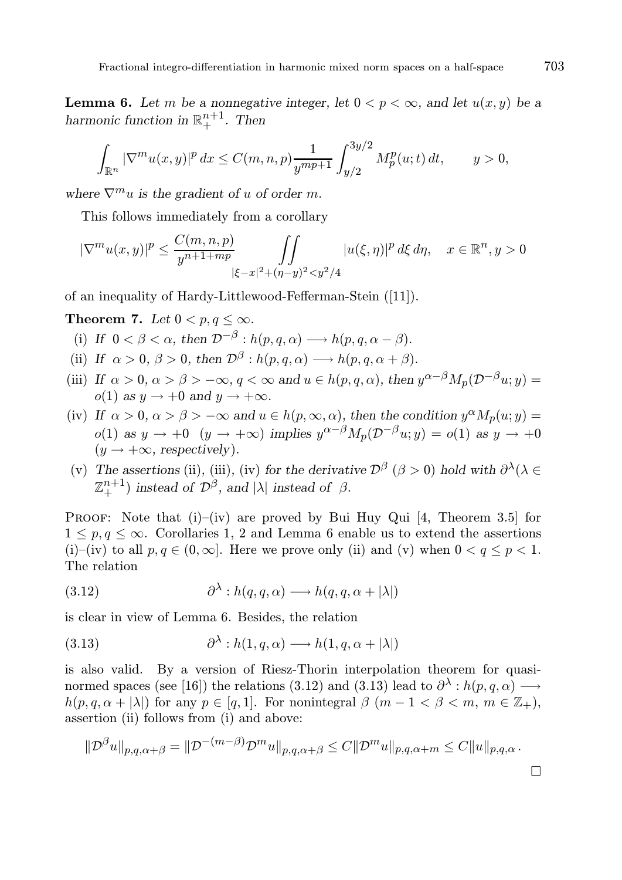**Lemma 6.** *Let $m$ be a nonnegative integer, let $0 < p < \infty$, and let $u(x, y)$ be a harmonic function in $\mathbb{R}^{n+1}_+$. Then*

$$\int_{\mathbb{R}^n} |\nabla^m u(x, y)|^p \, dx \leq C(m, n, p) \frac{1}{y^{mp+1}} \int_{y/2}^{3y/2} M_p^p(u; t) \, dt, \qquad y > 0,$$

*where $\nabla^m u$ is the gradient of $u$ of order $m$.*

This follows immediately from a corollary

$$|\nabla^m u(x, y)|^p \leq \frac{C(m, n, p)}{y^{n+1+mp}} \iint\limits_{|\xi - x|^2 + (\eta - y)^2 < y^2/4} |u(\xi, \eta)|^p \, d\xi \, d\eta, \quad x \in \mathbb{R}^n, y > 0$$

of an inequality of Hardy-Littlewood-Fefferman-Stein ([11]).

**Theorem 7.** *Let $0 < p, q \leq \infty$.*

(i) *If $0 < \beta < \alpha$, then $\mathcal{D}^{-\beta} : h(p, q, \alpha) \longrightarrow h(p, q, \alpha - \beta)$.*

(ii) *If $\alpha > 0$, $\beta > 0$, then $\mathcal{D}^{\beta} : h(p, q, \alpha) \longrightarrow h(p, q, \alpha + \beta)$.*

(iii) *If $\alpha > 0$, $\alpha > \beta > -\infty$, $q < \infty$ and $u \in h(p, q, \alpha)$, then $y^{\alpha - \beta} M_p(\mathcal{D}^{-\beta} u; y) = o(1)$ as $y \to +0$ and $y \to +\infty$.*

(iv) *If $\alpha > 0$, $\alpha > \beta > -\infty$ and $u \in h(p, \infty, \alpha)$, then the condition $y^{\alpha} M_p(u; y) = o(1)$ as $y \to +0$ $(y \to +\infty)$ implies $y^{\alpha - \beta} M_p(\mathcal{D}^{-\beta} u; y) = o(1)$ as $y \to +0$ $(y \to +\infty$, respectively$)$.*

(v) *The assertions* (ii), (iii), (iv) *for the derivative $\mathcal{D}^{\beta}$ $(\beta > 0)$ hold with $\partial^{\lambda} (\lambda \in \mathbb{Z}^{n+1}_+)$ instead of $\mathcal{D}^{\beta}$, and $|\lambda|$ instead of $\beta$.*

Proof: Note that (i)–(iv) are proved by Bui Huy Qui [4, Theorem 3.5] for $1 \leq p, q \leq \infty$. Corollaries 1, 2 and Lemma 6 enable us to extend the assertions (i)–(iv) to all $p, q \in (0, \infty]$. Here we prove only (ii) and (v) when $0 < q \leq p < 1$. The relation

$$\partial^{\lambda} : h(q, q, \alpha) \longrightarrow h(q, q, \alpha + |\lambda|) \tag{3.12}$$

is clear in view of Lemma 6. Besides, the relation

$$\partial^{\lambda} : h(1, q, \alpha) \longrightarrow h(1, q, \alpha + |\lambda|) \tag{3.13}$$

is also valid. By a version of Riesz-Thorin interpolation theorem for quasi-normed spaces (see [16]) the relations (3.12) and (3.13) lead to $\partial^{\lambda} : h(p, q, \alpha) \longrightarrow h(p, q, \alpha + |\lambda|)$ for any $p \in [q, 1]$. For nonintegral $\beta$ $(m - 1 < \beta < m$, $m \in \mathbb{Z}_+)$, assertion (ii) follows from (i) and above:

$$\|\mathcal{D}^{\beta} u\|_{p,q,\alpha+\beta} = \|\mathcal{D}^{-(m-\beta)} \mathcal{D}^m u\|_{p,q,\alpha+\beta} \leq C \|\mathcal{D}^m u\|_{p,q,\alpha+m} \leq C \|u\|_{p,q,\alpha}.$$

$\square$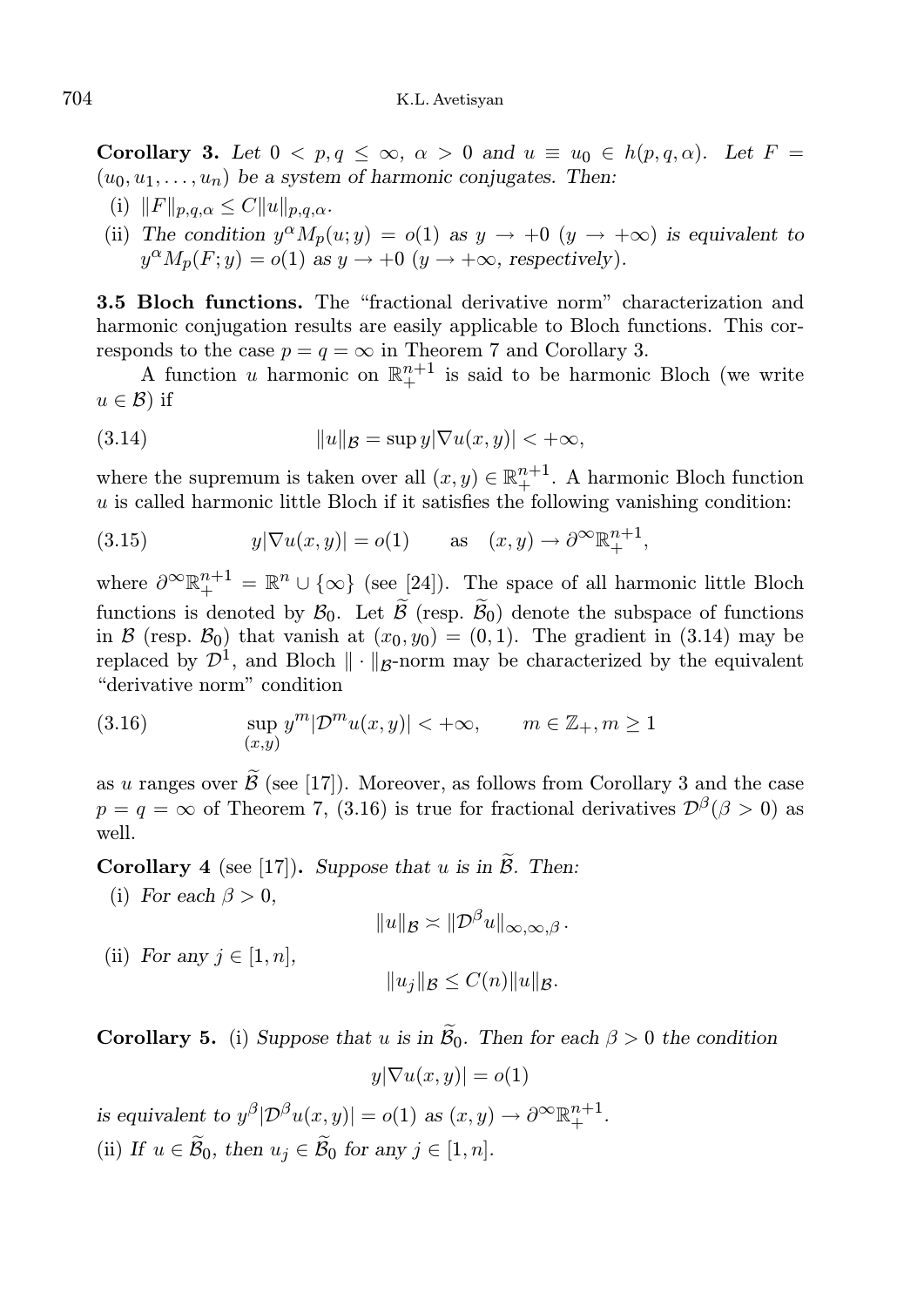**Corollary 3.** *Let $0 < p, q \leq \infty$, $\alpha > 0$ and $u \equiv u_0 \in h(p, q, \alpha)$. Let $F = (u_0, u_1, \ldots, u_n)$ be a system of harmonic conjugates. Then:*

(i) $\|F\|_{p,q,\alpha} \leq C\|u\|_{p,q,\alpha}$.

(ii) *The condition $y^\alpha M_p(u; y) = o(1)$ as $y \to +0$ ($y \to +\infty$) is equivalent to $y^\alpha M_p(F; y) = o(1)$ as $y \to +0$ ($y \to +\infty$, respectively).*

**3.5 Bloch functions.** The "fractional derivative norm" characterization and harmonic conjugation results are easily applicable to Bloch functions. This corresponds to the case $p = q = \infty$ in Theorem 7 and Corollary 3.

A function $u$ harmonic on $\mathbb{R}^{n+1}_+$ is said to be harmonic Bloch (we write $u \in \mathcal{B}$) if

$$\|u\|_{\mathcal{B}} = \sup y|\nabla u(x, y)| < +\infty, \tag{3.14}$$

where the supremum is taken over all $(x, y) \in \mathbb{R}^{n+1}_+$. A harmonic Bloch function $u$ is called harmonic little Bloch if it satisfies the following vanishing condition:

$$y|\nabla u(x, y)| = o(1) \qquad \text{as} \quad (x, y) \to \partial^\infty \mathbb{R}^{n+1}_+, \tag{3.15}$$

where $\partial^\infty \mathbb{R}^{n+1}_+ = \mathbb{R}^n \cup \{\infty\}$ (see [24]). The space of all harmonic little Bloch functions is denoted by $\mathcal{B}_0$. Let $\widetilde{\mathcal{B}}$ (resp. $\widetilde{\mathcal{B}}_0$) denote the subspace of functions in $\mathcal{B}$ (resp. $\mathcal{B}_0$) that vanish at $(x_0, y_0) = (0, 1)$. The gradient in (3.14) may be replaced by $\mathcal{D}^1$, and Bloch $\|\cdot\|_{\mathcal{B}}$-norm may be characterized by the equivalent "derivative norm" condition

$$\sup_{(x,y)} y^m |\mathcal{D}^m u(x, y)| < +\infty, \qquad m \in \mathbb{Z}_+, m \geq 1 \tag{3.16}$$

as $u$ ranges over $\widetilde{\mathcal{B}}$ (see [17]). Moreover, as follows from Corollary 3 and the case $p = q = \infty$ of Theorem 7, (3.16) is true for fractional derivatives $\mathcal{D}^\beta (\beta > 0)$ as well.

**Corollary 4** (see [17]). *Suppose that $u$ is in $\widetilde{\mathcal{B}}$. Then:*

(i) *For each $\beta > 0$,*

$$\|u\|_{\mathcal{B}} \asymp \|\mathcal{D}^\beta u\|_{\infty,\infty,\beta}\,.$$

(ii) *For any $j \in [1, n]$,*

$$\|u_j\|_{\mathcal{B}} \leq C(n)\|u\|_{\mathcal{B}}.$$

**Corollary 5.** (i) *Suppose that $u$ is in $\widetilde{\mathcal{B}}_0$. Then for each $\beta > 0$ the condition*

$$y|\nabla u(x, y)| = o(1)$$

*is equivalent to $y^\beta |\mathcal{D}^\beta u(x, y)| = o(1)$ as $(x, y) \to \partial^\infty \mathbb{R}^{n+1}_+$.*

(ii) *If $u \in \widetilde{\mathcal{B}}_0$, then $u_j \in \widetilde{\mathcal{B}}_0$ for any $j \in [1, n]$.*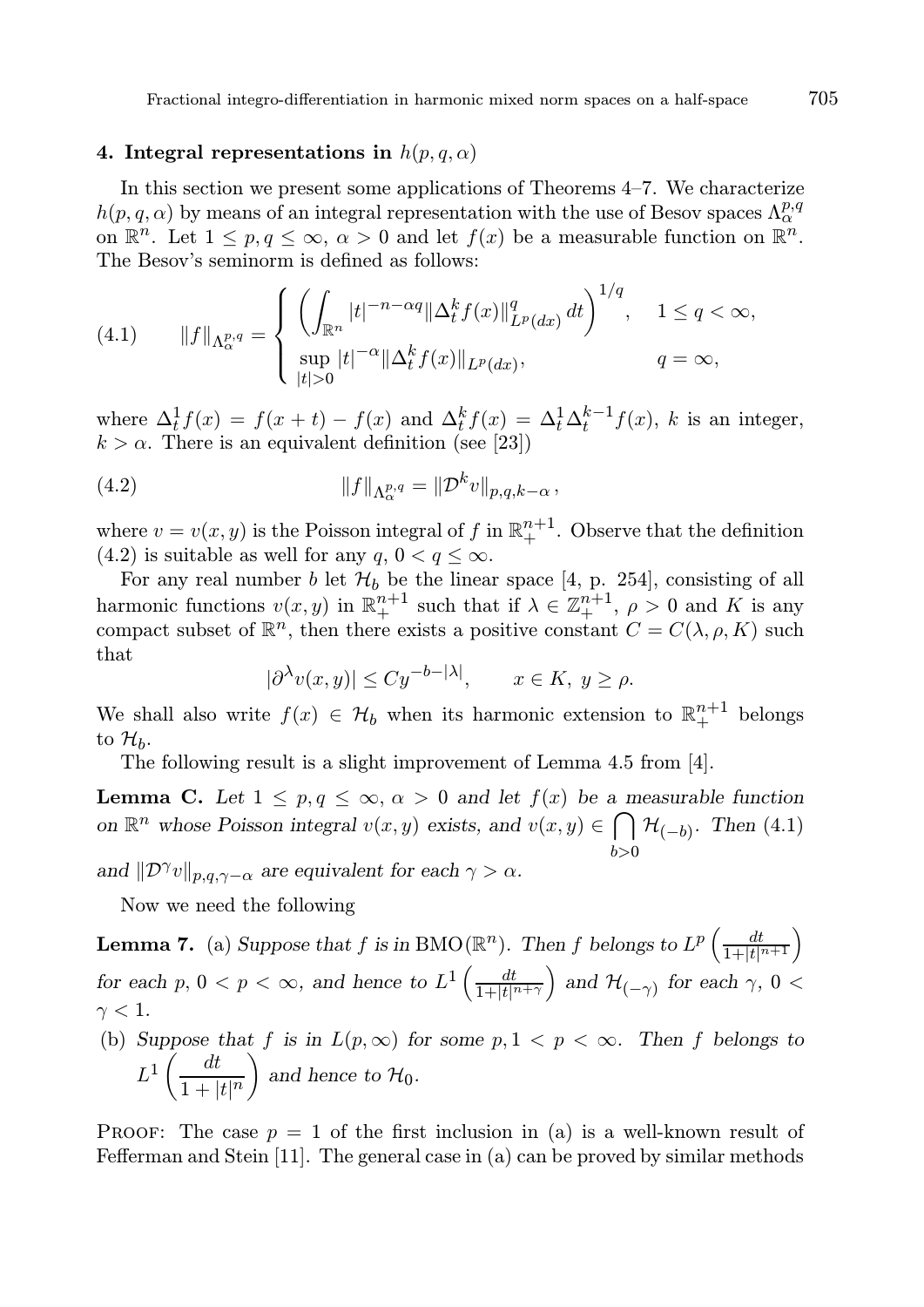## 4. Integral representations in $h(p, q, \alpha)$

In this section we present some applications of Theorems 4–7. We characterize $h(p, q, \alpha)$ by means of an integral representation with the use of Besov spaces $\Lambda_\alpha^{p,q}$ on $\mathbb{R}^n$. Let $1 \le p, q \le \infty$, $\alpha > 0$ and let $f(x)$ be a measurable function on $\mathbb{R}^n$. The Besov's seminorm is defined as follows:

$$\|f\|_{\Lambda_\alpha^{p,q}} = \begin{cases} \left( \displaystyle\int_{\mathbb{R}^n} |t|^{-n-\alpha q} \|\Delta_t^k f(x)\|_{L^p(dx)}^q \, dt \right)^{1/q}, & 1 \le q < \infty, \\ \displaystyle\sup_{|t|>0} |t|^{-\alpha} \|\Delta_t^k f(x)\|_{L^p(dx)}, & q = \infty, \end{cases} \tag{4.1}$$

where $\Delta_t^1 f(x) = f(x+t) - f(x)$ and $\Delta_t^k f(x) = \Delta_t^1 \Delta_t^{k-1} f(x)$, $k$ is an integer, $k > \alpha$. There is an equivalent definition (see [23])

$$\|f\|_{\Lambda_\alpha^{p,q}} = \|\mathcal{D}^k v\|_{p,q,k-\alpha}\,, \tag{4.2}$$

where $v = v(x, y)$ is the Poisson integral of $f$ in $\mathbb{R}_+^{n+1}$. Observe that the definition (4.2) is suitable as well for any $q$, $0 < q \le \infty$.

For any real number $b$ let $\mathcal{H}_b$ be the linear space [4, p. 254], consisting of all harmonic functions $v(x, y)$ in $\mathbb{R}_+^{n+1}$ such that if $\lambda \in \mathbb{Z}_+^{n+1}$, $\rho > 0$ and $K$ is any compact subset of $\mathbb{R}^n$, then there exists a positive constant $C = C(\lambda, \rho, K)$ such that

$$|\partial^\lambda v(x, y)| \le C y^{-b-|\lambda|}, \qquad x \in K,\ y \ge \rho.$$

We shall also write $f(x) \in \mathcal{H}_b$ when its harmonic extension to $\mathbb{R}_+^{n+1}$ belongs to $\mathcal{H}_b$.

The following result is a slight improvement of Lemma 4.5 from [4].

**Lemma C.** *Let $1 \le p, q \le \infty$, $\alpha > 0$ and let $f(x)$ be a measurable function on $\mathbb{R}^n$ whose Poisson integral $v(x, y)$ exists, and $v(x, y) \in \bigcap_{b>0} \mathcal{H}_{(-b)}$. Then (4.1) and $\|\mathcal{D}^\gamma v\|_{p,q,\gamma-\alpha}$ are equivalent for each $\gamma > \alpha$.*

Now we need the following

**Lemma 7.** (a) *Suppose that $f$ is in $\mathrm{BMO}(\mathbb{R}^n)$. Then $f$ belongs to $L^p\left(\frac{dt}{1+|t|^{n+1}}\right)$ for each $p$, $0 < p < \infty$, and hence to $L^1\left(\frac{dt}{1+|t|^{n+\gamma}}\right)$ and $\mathcal{H}_{(-\gamma)}$ for each $\gamma$, $0 < \gamma < 1$.*

(b) *Suppose that $f$ is in $L(p, \infty)$ for some $p, 1 < p < \infty$. Then $f$ belongs to $L^1\left(\dfrac{dt}{1+|t|^n}\right)$ and hence to $\mathcal{H}_0$.*

Proof: The case $p = 1$ of the first inclusion in (a) is a well-known result of Fefferman and Stein [11]. The general case in (a) can be proved by similar methods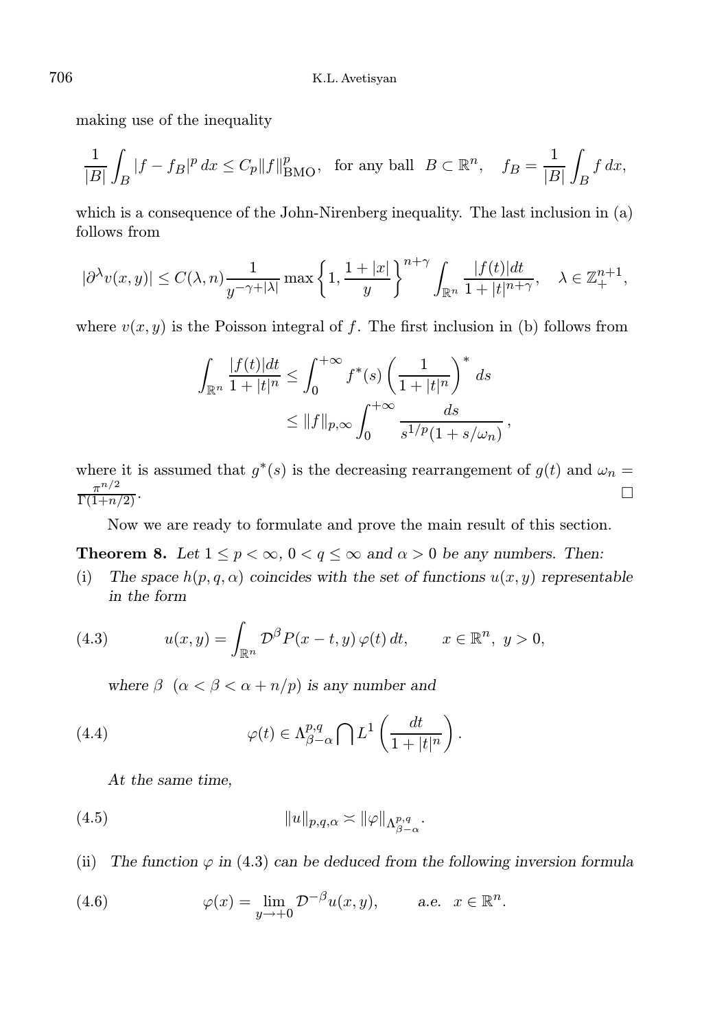making use of the inequality

$$\frac{1}{|B|}\int_B |f - f_B|^p\,dx \le C_p \|f\|^p_{\mathrm{BMO}}, \quad \text{for any ball } \; B \subset \mathbb{R}^n, \quad f_B = \frac{1}{|B|}\int_B f\,dx,$$

which is a consequence of the John-Nirenberg inequality. The last inclusion in (a) follows from

$$|\partial^\lambda v(x,y)| \le C(\lambda, n)\frac{1}{y^{-\gamma+|\lambda|}} \max\left\{1, \frac{1+|x|}{y}\right\}^{n+\gamma} \int_{\mathbb{R}^n} \frac{|f(t)|dt}{1+|t|^{n+\gamma}}, \quad \lambda \in \mathbb{Z}^{n+1}_+,$$

where $v(x,y)$ is the Poisson integral of $f$. The first inclusion in (b) follows from

$$\begin{aligned}\int_{\mathbb{R}^n} \frac{|f(t)|dt}{1+|t|^n} &\le \int_0^{+\infty} f^*(s)\left(\frac{1}{1+|t|^n}\right)^* ds \\ &\le \|f\|_{p,\infty}\int_0^{+\infty} \frac{ds}{s^{1/p}(1+s/\omega_n)}\,,\end{aligned}$$

where it is assumed that $g^*(s)$ is the decreasing rearrangement of $g(t)$ and $\omega_n = \frac{\pi^{n/2}}{\Gamma(1+n/2)}$. $\square$

Now we are ready to formulate and prove the main result of this section.

**Theorem 8.** *Let $1 \le p < \infty$, $0 < q \le \infty$ and $\alpha > 0$ be any numbers. Then:*

(i) *The space $h(p,q,\alpha)$ coincides with the set of functions $u(x,y)$ representable in the form*

$$u(x,y) = \int_{\mathbb{R}^n} \mathcal{D}^\beta P(x-t,y)\,\varphi(t)\,dt, \qquad x \in \mathbb{R}^n,\; y > 0, \tag{4.3}$$

*where $\beta$ $(\alpha < \beta < \alpha + n/p)$ is any number and*

$$\varphi(t) \in \Lambda^{p,q}_{\beta-\alpha} \bigcap L^1\left(\frac{dt}{1+|t|^n}\right). \tag{4.4}$$

*At the same time,*

$$\|u\|_{p,q,\alpha} \asymp \|\varphi\|_{\Lambda^{p,q}_{\beta-\alpha}}. \tag{4.5}$$

(ii) *The function $\varphi$ in (4.3) can be deduced from the following inversion formula*

$$\varphi(x) = \lim_{y\to+0} \mathcal{D}^{-\beta}u(x,y), \qquad \text{a.e. } \; x \in \mathbb{R}^n. \tag{4.6}$$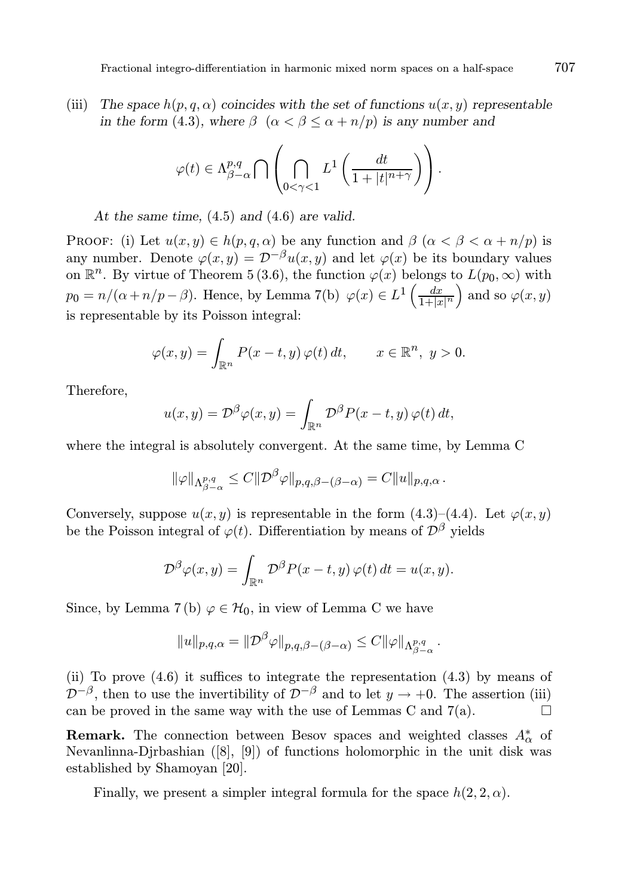(iii) *The space $h(p,q,\alpha)$ coincides with the set of functions $u(x,y)$ representable in the form* (4.3)*, where $\beta$ $(\alpha < \beta \le \alpha + n/p)$ is any number and*

$$\varphi(t) \in \Lambda^{p,q}_{\beta-\alpha} \bigcap \left( \bigcap_{0<\gamma<1} L^1\left(\frac{dt}{1+|t|^{n+\gamma}}\right)\right).$$

*At the same time,* (4.5) *and* (4.6) *are valid.*

Proof: (i) Let $u(x,y) \in h(p,q,\alpha)$ be any function and $\beta$ $(\alpha < \beta < \alpha + n/p)$ is any number. Denote $\varphi(x,y) = \mathcal{D}^{-\beta} u(x,y)$ and let $\varphi(x)$ be its boundary values on $\mathbb{R}^n$. By virtue of Theorem 5 (3.6), the function $\varphi(x)$ belongs to $L(p_0,\infty)$ with $p_0 = n/(\alpha + n/p - \beta)$. Hence, by Lemma 7(b) $\varphi(x) \in L^1\left(\frac{dx}{1+|x|^n}\right)$ and so $\varphi(x,y)$ is representable by its Poisson integral:

$$\varphi(x,y) = \int_{\mathbb{R}^n} P(x-t,y)\,\varphi(t)\,dt, \qquad x \in \mathbb{R}^n,\ y > 0.$$

Therefore,

$$u(x,y) = \mathcal{D}^{\beta}\varphi(x,y) = \int_{\mathbb{R}^n} \mathcal{D}^{\beta} P(x-t,y)\,\varphi(t)\,dt,$$

where the integral is absolutely convergent. At the same time, by Lemma C

$$\|\varphi\|_{\Lambda^{p,q}_{\beta-\alpha}} \le C\|\mathcal{D}^{\beta}\varphi\|_{p,q,\beta-(\beta-\alpha)} = C\|u\|_{p,q,\alpha}\,.$$

Conversely, suppose $u(x,y)$ is representable in the form (4.3)–(4.4). Let $\varphi(x,y)$ be the Poisson integral of $\varphi(t)$. Differentiation by means of $\mathcal{D}^{\beta}$ yields

$$\mathcal{D}^{\beta}\varphi(x,y) = \int_{\mathbb{R}^n} \mathcal{D}^{\beta} P(x-t,y)\,\varphi(t)\,dt = u(x,y).$$

Since, by Lemma 7 (b) $\varphi \in \mathcal{H}_0$, in view of Lemma C we have

$$\|u\|_{p,q,\alpha} = \|\mathcal{D}^{\beta}\varphi\|_{p,q,\beta-(\beta-\alpha)} \le C\|\varphi\|_{\Lambda^{p,q}_{\beta-\alpha}}\,.$$

(ii) To prove (4.6) it suffices to integrate the representation (4.3) by means of $\mathcal{D}^{-\beta}$, then to use the invertibility of $\mathcal{D}^{-\beta}$ and to let $y \to +0$. The assertion (iii) can be proved in the same way with the use of Lemmas C and 7(a). $\square$

**Remark.** The connection between Besov spaces and weighted classes $A^*_\alpha$ of Nevanlinna-Djrbashian ([8], [9]) of functions holomorphic in the unit disk was established by Shamoyan [20].

Finally, we present a simpler integral formula for the space $h(2,2,\alpha)$.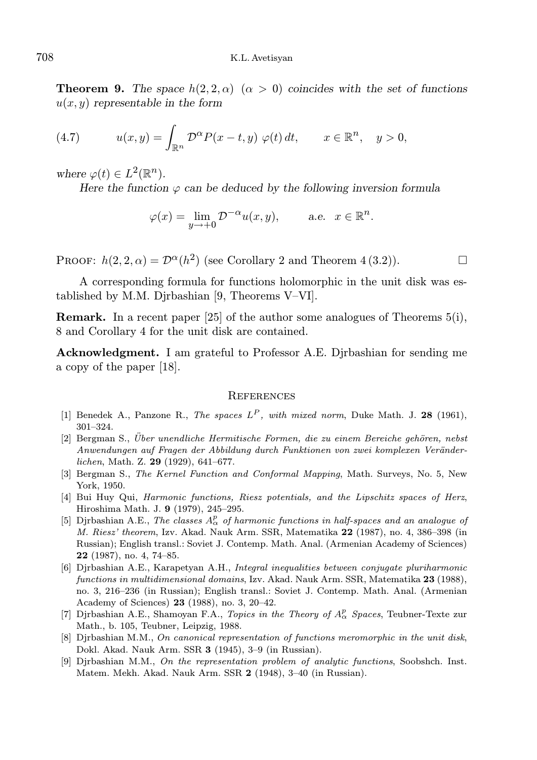**Theorem 9.** *The space $h(2,2,\alpha)$ $(\alpha > 0)$ coincides with the set of functions $u(x,y)$ representable in the form*

$$u(x,y) = \int_{\mathbb{R}^n} \mathcal{D}^{\alpha} P(x-t,y)\, \varphi(t)\, dt, \qquad x \in \mathbb{R}^n, \quad y > 0, \tag{4.7}$$

*where $\varphi(t) \in L^2(\mathbb{R}^n)$.*

*Here the function $\varphi$ can be deduced by the following inversion formula*

$$\varphi(x) = \lim_{y \to +0} \mathcal{D}^{-\alpha} u(x,y), \qquad \text{a.e.} \quad x \in \mathbb{R}^n.$$

Proof: $h(2,2,\alpha) = \mathcal{D}^{\alpha}(h^2)$ (see Corollary 2 and Theorem 4 (3.2)). $\square$

A corresponding formula for functions holomorphic in the unit disk was established by M.M. Djrbashian [9, Theorems V–VI].

**Remark.** In a recent paper [25] of the author some analogues of Theorems 5(i), 8 and Corollary 4 for the unit disk are contained.

**Acknowledgment.** I am grateful to Professor A.E. Djrbashian for sending me a copy of the paper [18].

## References

[1] Benedek A., Panzone R., *The spaces $L^P$, with mixed norm*, Duke Math. J. **28** (1961), 301–324.

[2] Bergman S., *Über unendliche Hermitische Formen, die zu einem Bereiche gehören, nebst Anwendungen auf Fragen der Abbildung durch Funktionen von zwei komplexen Veränderlichen*, Math. Z. **29** (1929), 641–677.

[3] Bergman S., *The Kernel Function and Conformal Mapping*, Math. Surveys, No. 5, New York, 1950.

[4] Bui Huy Qui, *Harmonic functions, Riesz potentials, and the Lipschitz spaces of Herz*, Hiroshima Math. J. **9** (1979), 245–295.

[5] Djrbashian A.E., *The classes $A^p_\alpha$ of harmonic functions in half-spaces and an analogue of M. Riesz' theorem*, Izv. Akad. Nauk Arm. SSR, Matematika **22** (1987), no. 4, 386–398 (in Russian); English transl.: Soviet J. Contemp. Math. Anal. (Armenian Academy of Sciences) **22** (1987), no. 4, 74–85.

[6] Djrbashian A.E., Karapetyan A.H., *Integral inequalities between conjugate pluriharmonic functions in multidimensional domains*, Izv. Akad. Nauk Arm. SSR, Matematika **23** (1988), no. 3, 216–236 (in Russian); English transl.: Soviet J. Contemp. Math. Anal. (Armenian Academy of Sciences) **23** (1988), no. 3, 20–42.

[7] Djrbashian A.E., Shamoyan F.A., *Topics in the Theory of $A^p_\alpha$ Spaces*, Teubner-Texte zur Math., b. 105, Teubner, Leipzig, 1988.

[8] Djrbashian M.M., *On canonical representation of functions meromorphic in the unit disk*, Dokl. Akad. Nauk Arm. SSR **3** (1945), 3–9 (in Russian).

[9] Djrbashian M.M., *On the representation problem of analytic functions*, Soobshch. Inst. Matem. Mekh. Akad. Nauk Arm. SSR **2** (1948), 3–40 (in Russian).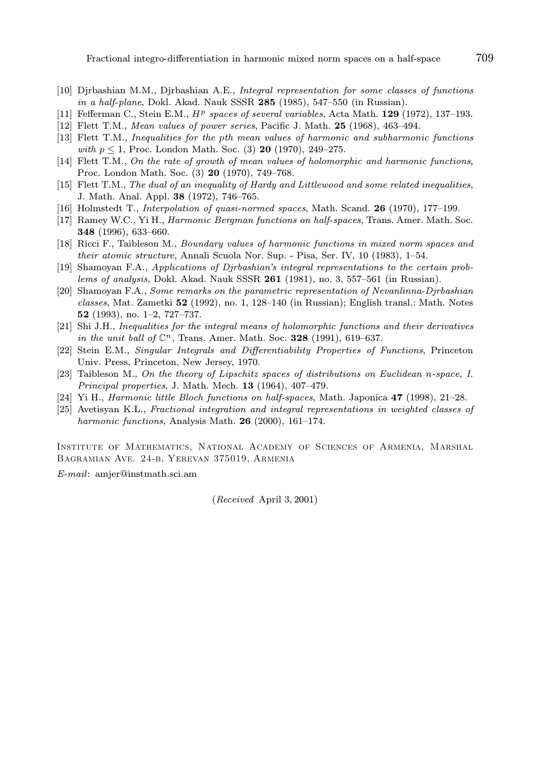[10] Djrbashian M.M., Djrbashian A.E., *Integral representation for some classes of functions in a half-plane*, Dokl. Akad. Nauk SSSR **285** (1985), 547–550 (in Russian).

[11] Fefferman C., Stein E.M., *$H^p$ spaces of several variables*, Acta Math. **129** (1972), 137–193.

[12] Flett T.M., *Mean values of power series*, Pacific J. Math. **25** (1968), 463–494.

[13] Flett T.M., *Inequalities for the pth mean values of harmonic and subharmonic functions with $p \leq 1$*, Proc. London Math. Soc. (3) **20** (1970), 249–275.

[14] Flett T.M., *On the rate of growth of mean values of holomorphic and harmonic functions*, Proc. London Math. Soc. (3) **20** (1970), 749–768.

[15] Flett T.M., *The dual of an inequality of Hardy and Littlewood and some related inequalities*, J. Math. Anal. Appl. **38** (1972), 746–765.

[16] Holmstedt T., *Interpolation of quasi-normed spaces*, Math. Scand. **26** (1970), 177–199.

[17] Ramey W.C., Yi H., *Harmonic Bergman functions on half-spaces*, Trans. Amer. Math. Soc. **348** (1996), 633–660.

[18] Ricci F., Taibleson M., *Boundary values of harmonic functions in mixed norm spaces and their atomic structure*, Annali Scuola Nor. Sup. - Pisa, Ser. IV, 10 (1983), 1–54.

[19] Shamoyan F.A., *Applications of Djrbashian's integral representations to the certain problems of analysis*, Dokl. Akad. Nauk SSSR **261** (1981), no. 3, 557–561 (in Russian).

[20] Shamoyan F.A., *Some remarks on the parametric representation of Nevanlinna-Djrbashian classes*, Mat. Zametki **52** (1992), no. 1, 128–140 (in Russian); English transl.: Math. Notes **52** (1993), no. 1–2, 727–737.

[21] Shi J.H., *Inequalities for the integral means of holomorphic functions and their derivatives in the unit ball of $\mathbb{C}^n$*, Trans. Amer. Math. Soc. **328** (1991), 619–637.

[22] Stein E.M., *Singular Integrals and Differentiability Properties of Functions*, Princeton Univ. Press, Princeton, New Jersey, 1970.

[23] Taibleson M., *On the theory of Lipschitz spaces of distributions on Euclidean n-space, I. Principal properties*, J. Math. Mech. **13** (1964), 407–479.

[24] Yi H., *Harmonic little Bloch functions on half-spaces*, Math. Japonica **47** (1998), 21–28.

[25] Avetisyan K.L., *Fractional integration and integral representations in weighted classes of harmonic functions*, Analysis Math. **26** (2000), 161–174.

Institute of Mathematics, National Academy of Sciences of Armenia, Marshal Bagramian Ave. 24-b, Yerevan 375019, Armenia

*E-mail*: amjer@instmath.sci.am

(*Received* April 3, 2001)